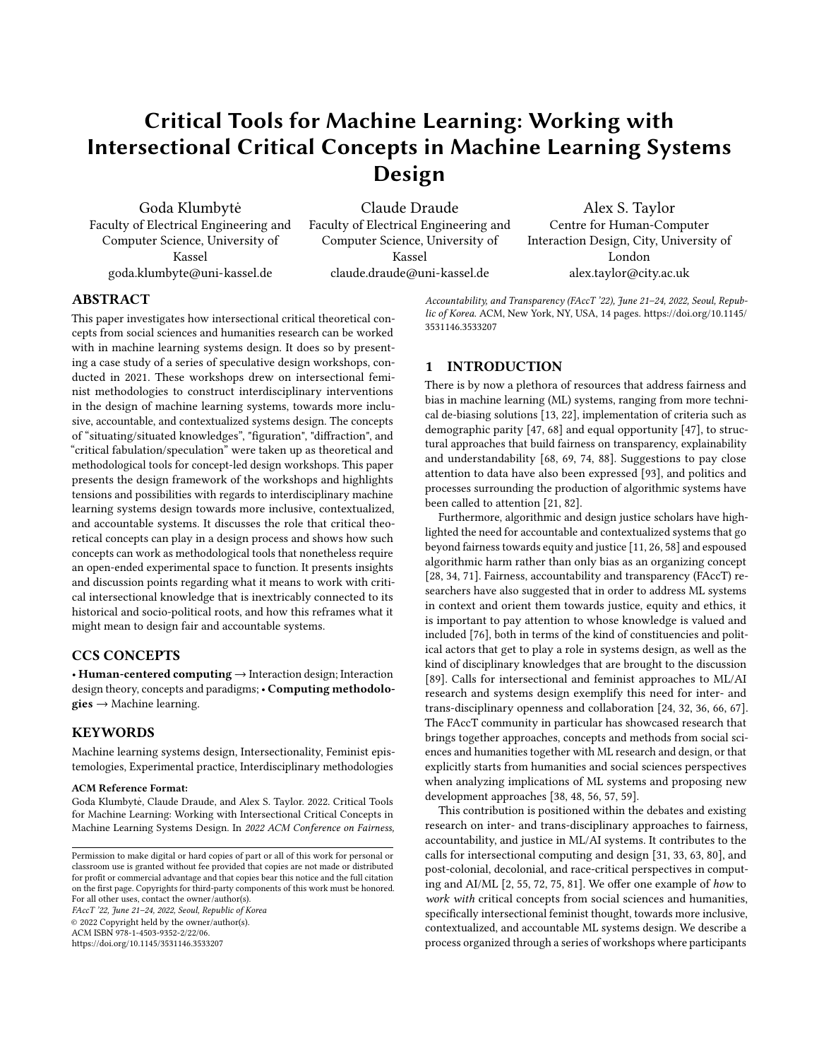# Critical Tools for Machine Learning: Working with Intersectional Critical Concepts in Machine Learning Systems Design

Goda Klumbytė
Faculty of Electrical Engineering and Computer Science, University of Kassel
goda.klumbyte@uni-kassel.de

Claude Draude
Faculty of Electrical Engineering and Computer Science, University of Kassel
claude.draude@uni-kassel.de

Alex S. Taylor
Centre for Human-Computer Interaction Design, City, University of London
alex.taylor@city.ac.uk

## ABSTRACT

This paper investigates how intersectional critical theoretical concepts from social sciences and humanities research can be worked with in machine learning systems design. It does so by presenting a case study of a series of speculative design workshops, conducted in 2021. These workshops drew on intersectional feminist methodologies to construct interdisciplinary interventions in the design of machine learning systems, towards more inclusive, accountable, and contextualized systems design. The concepts of "situating/situated knowledges", "figuration", "diffraction", and "critical fabulation/speculation" were taken up as theoretical and methodological tools for concept-led design workshops. This paper presents the design framework of the workshops and highlights tensions and possibilities with regards to interdisciplinary machine learning systems design towards more inclusive, contextualized, and accountable systems. It discusses the role that critical theoretical concepts can play in a design process and shows how such concepts can work as methodological tools that nonetheless require an open-ended experimental space to function. It presents insights and discussion points regarding what it means to work with critical intersectional knowledge that is inextricably connected to its historical and socio-political roots, and how this reframes what it might mean to design fair and accountable systems.

## CCS CONCEPTS

• **Human-centered computing** → Interaction design; Interaction design theory, concepts and paradigms; • **Computing methodologies** → Machine learning.

## KEYWORDS

Machine learning systems design, Intersectionality, Feminist epistemologies, Experimental practice, Interdisciplinary methodologies

**ACM Reference Format:**
Goda Klumbytė, Claude Draude, and Alex S. Taylor. 2022. Critical Tools for Machine Learning: Working with Intersectional Critical Concepts in Machine Learning Systems Design. In *2022 ACM Conference on Fairness, Accountability, and Transparency (FAccT '22), June 21–24, 2022, Seoul, Republic of Korea.* ACM, New York, NY, USA, 14 pages. https://doi.org/10.1145/3531146.3533207

Permission to make digital or hard copies of part or all of this work for personal or classroom use is granted without fee provided that copies are not made or distributed for profit or commercial advantage and that copies bear this notice and the full citation on the first page. Copyrights for third-party components of this work must be honored. For all other uses, contact the owner/author(s).
*FAccT '22, June 21–24, 2022, Seoul, Republic of Korea*
© 2022 Copyright held by the owner/author(s).
ACM ISBN 978-1-4503-9352-2/22/06.
https://doi.org/10.1145/3531146.3533207

## 1 INTRODUCTION

There is by now a plethora of resources that address fairness and bias in machine learning (ML) systems, ranging from more technical de-biasing solutions [13, 22], implementation of criteria such as demographic parity [47, 68] and equal opportunity [47], to structural approaches that build fairness on transparency, explainability and understandability [68, 69, 74, 88]. Suggestions to pay close attention to data have also been expressed [93], and politics and processes surrounding the production of algorithmic systems have been called to attention [21, 82].

Furthermore, algorithmic and design justice scholars have highlighted the need for accountable and contextualized systems that go beyond fairness towards equity and justice [11, 26, 58] and espoused algorithmic harm rather than only bias as an organizing concept [28, 34, 71]. Fairness, accountability and transparency (FAccT) researchers have also suggested that in order to address ML systems in context and orient them towards justice, equity and ethics, it is important to pay attention to whose knowledge is valued and included [76], both in terms of the kind of constituencies and political actors that get to play a role in systems design, as well as the kind of disciplinary knowledges that are brought to the discussion [89]. Calls for intersectional and feminist approaches to ML/AI research and systems design exemplify this need for inter- and trans-disciplinary openness and collaboration [24, 32, 36, 66, 67]. The FAccT community in particular has showcased research that brings together approaches, concepts and methods from social sciences and humanities together with ML research and design, or that explicitly starts from humanities and social sciences perspectives when analyzing implications of ML systems and proposing new development approaches [38, 48, 56, 57, 59].

This contribution is positioned within the debates and existing research on inter- and trans-disciplinary approaches to fairness, accountability, and justice in ML/AI systems. It contributes to the calls for intersectional computing and design [31, 33, 63, 80], and post-colonial, decolonial, and race-critical perspectives in computing and AI/ML [2, 55, 72, 75, 81]. We offer one example of *how* to *work with* critical concepts from social sciences and humanities, specifically intersectional feminist thought, towards more inclusive, contextualized, and accountable ML systems design. We describe a process organized through a series of workshops where participants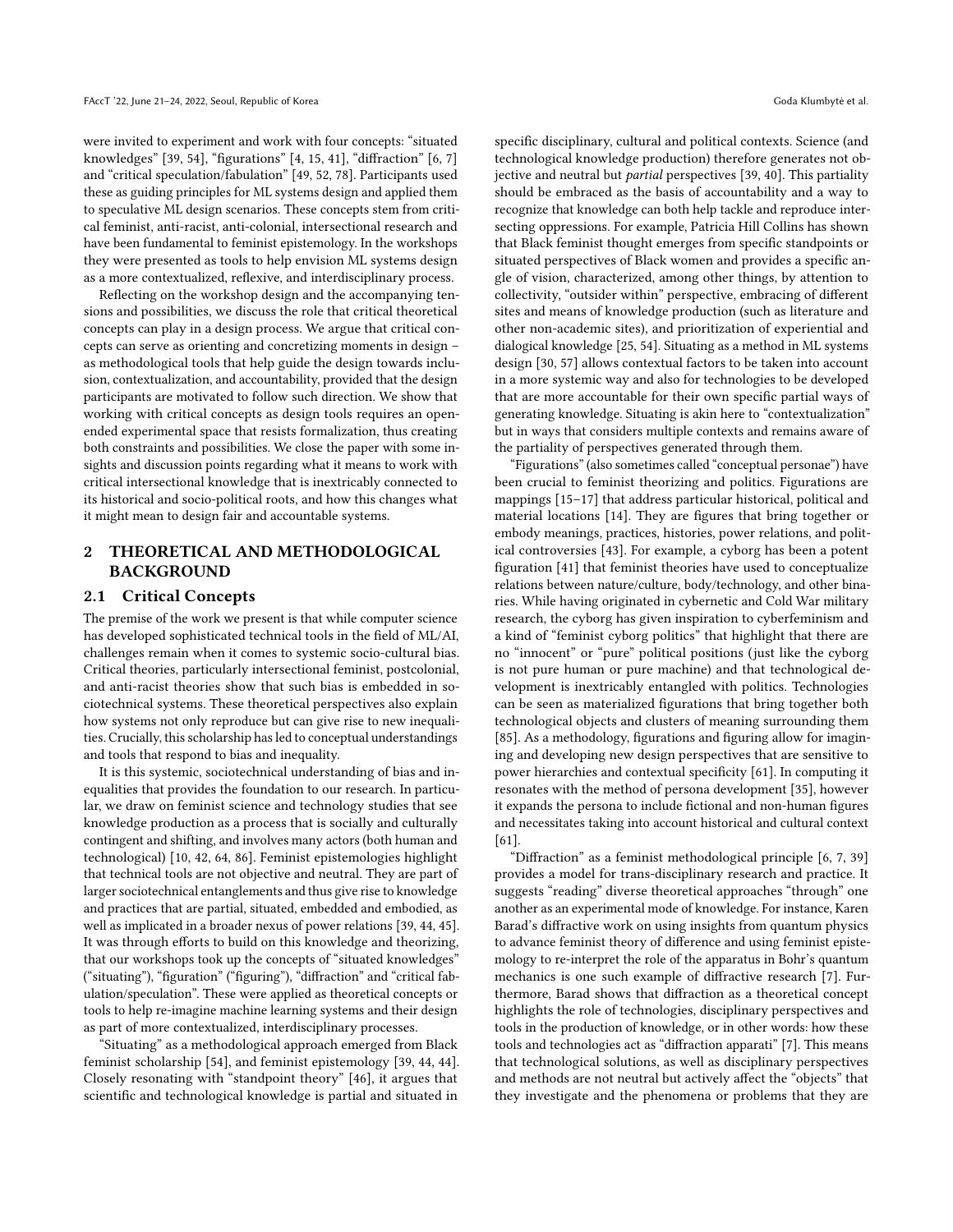were invited to experiment and work with four concepts: "situated knowledges" [39, 54], "figurations" [4, 15, 41], "diffraction" [6, 7] and "critical speculation/fabulation" [49, 52, 78]. Participants used these as guiding principles for ML systems design and applied them to speculative ML design scenarios. These concepts stem from critical feminist, anti-racist, anti-colonial, intersectional research and have been fundamental to feminist epistemology. In the workshops they were presented as tools to help envision ML systems design as a more contextualized, reflexive, and interdisciplinary process.

Reflecting on the workshop design and the accompanying tensions and possibilities, we discuss the role that critical theoretical concepts can play in a design process. We argue that critical concepts can serve as orienting and concretizing moments in design – as methodological tools that help guide the design towards inclusion, contextualization, and accountability, provided that the design participants are motivated to follow such direction. We show that working with critical concepts as design tools requires an open-ended experimental space that resists formalization, thus creating both constraints and possibilities. We close the paper with some insights and discussion points regarding what it means to work with critical intersectional knowledge that is inextricably connected to its historical and socio-political roots, and how this changes what it might mean to design fair and accountable systems.

## 2 THEORETICAL AND METHODOLOGICAL BACKGROUND

### 2.1 Critical Concepts

The premise of the work we present is that while computer science has developed sophisticated technical tools in the field of ML/AI, challenges remain when it comes to systemic socio-cultural bias. Critical theories, particularly intersectional feminist, postcolonial, and anti-racist theories show that such bias is embedded in sociotechnical systems. These theoretical perspectives also explain how systems not only reproduce but can give rise to new inequalities. Crucially, this scholarship has led to conceptual understandings and tools that respond to bias and inequality.

It is this systemic, sociotechnical understanding of bias and inequalities that provides the foundation to our research. In particular, we draw on feminist science and technology studies that see knowledge production as a process that is socially and culturally contingent and shifting, and involves many actors (both human and technological) [10, 42, 64, 86]. Feminist epistemologies highlight that technical tools are not objective and neutral. They are part of larger sociotechnical entanglements and thus give rise to knowledge and practices that are partial, situated, embedded and embodied, as well as implicated in a broader nexus of power relations [39, 44, 45]. It was through efforts to build on this knowledge and theorizing, that our workshops took up the concepts of "situated knowledges" ("situating"), "figuration" ("figuring"), "diffraction" and "critical fabulation/speculation". These were applied as theoretical concepts or tools to help re-imagine machine learning systems and their design as part of more contextualized, interdisciplinary processes.

"Situating" as a methodological approach emerged from Black feminist scholarship [54], and feminist epistemology [39, 44, 44]. Closely resonating with "standpoint theory" [46], it argues that scientific and technological knowledge is partial and situated in specific disciplinary, cultural and political contexts. Science (and technological knowledge production) therefore generates not objective and neutral but *partial* perspectives [39, 40]. This partiality should be embraced as the basis of accountability and a way to recognize that knowledge can both help tackle and reproduce intersecting oppressions. For example, Patricia Hill Collins has shown that Black feminist thought emerges from specific standpoints or situated perspectives of Black women and provides a specific angle of vision, characterized, among other things, by attention to collectivity, "outsider within" perspective, embracing of different sites and means of knowledge production (such as literature and other non-academic sites), and prioritization of experiential and dialogical knowledge [25, 54]. Situating as a method in ML systems design [30, 57] allows contextual factors to be taken into account in a more systemic way and also for technologies to be developed that are more accountable for their own specific partial ways of generating knowledge. Situating is akin here to "contextualization" but in ways that considers multiple contexts and remains aware of the partiality of perspectives generated through them.

"Figurations" (also sometimes called "conceptual personae") have been crucial to feminist theorizing and politics. Figurations are mappings [15–17] that address particular historical, political and material locations [14]. They are figures that bring together or embody meanings, practices, histories, power relations, and political controversies [43]. For example, a cyborg has been a potent figuration [41] that feminist theories have used to conceptualize relations between nature/culture, body/technology, and other binaries. While having originated in cybernetic and Cold War military research, the cyborg has given inspiration to cyberfeminism and a kind of "feminist cyborg politics" that highlight that there are no "innocent" or "pure" political positions (just like the cyborg is not pure human or pure machine) and that technological development is inextricably entangled with politics. Technologies can be seen as materialized figurations that bring together both technological objects and clusters of meaning surrounding them [85]. As a methodology, figurations and figuring allow for imagining and developing new design perspectives that are sensitive to power hierarchies and contextual specificity [61]. In computing it resonates with the method of persona development [35], however it expands the persona to include fictional and non-human figures and necessitates taking into account historical and cultural context [61].

"Diffraction" as a feminist methodological principle [6, 7, 39] provides a model for trans-disciplinary research and practice. It suggests "reading" diverse theoretical approaches "through" one another as an experimental mode of knowledge. For instance, Karen Barad's diffractive work on using insights from quantum physics to advance feminist theory of difference and using feminist epistemology to re-interpret the role of the apparatus in Bohr's quantum mechanics is one such example of diffractive research [7]. Furthermore, Barad shows that diffraction as a theoretical concept highlights the role of technologies, disciplinary perspectives and tools in the production of knowledge, or in other words: how these tools and technologies act as "diffraction apparati" [7]. This means that technological solutions, as well as disciplinary perspectives and methods are not neutral but actively affect the "objects" that they investigate and the phenomena or problems that they are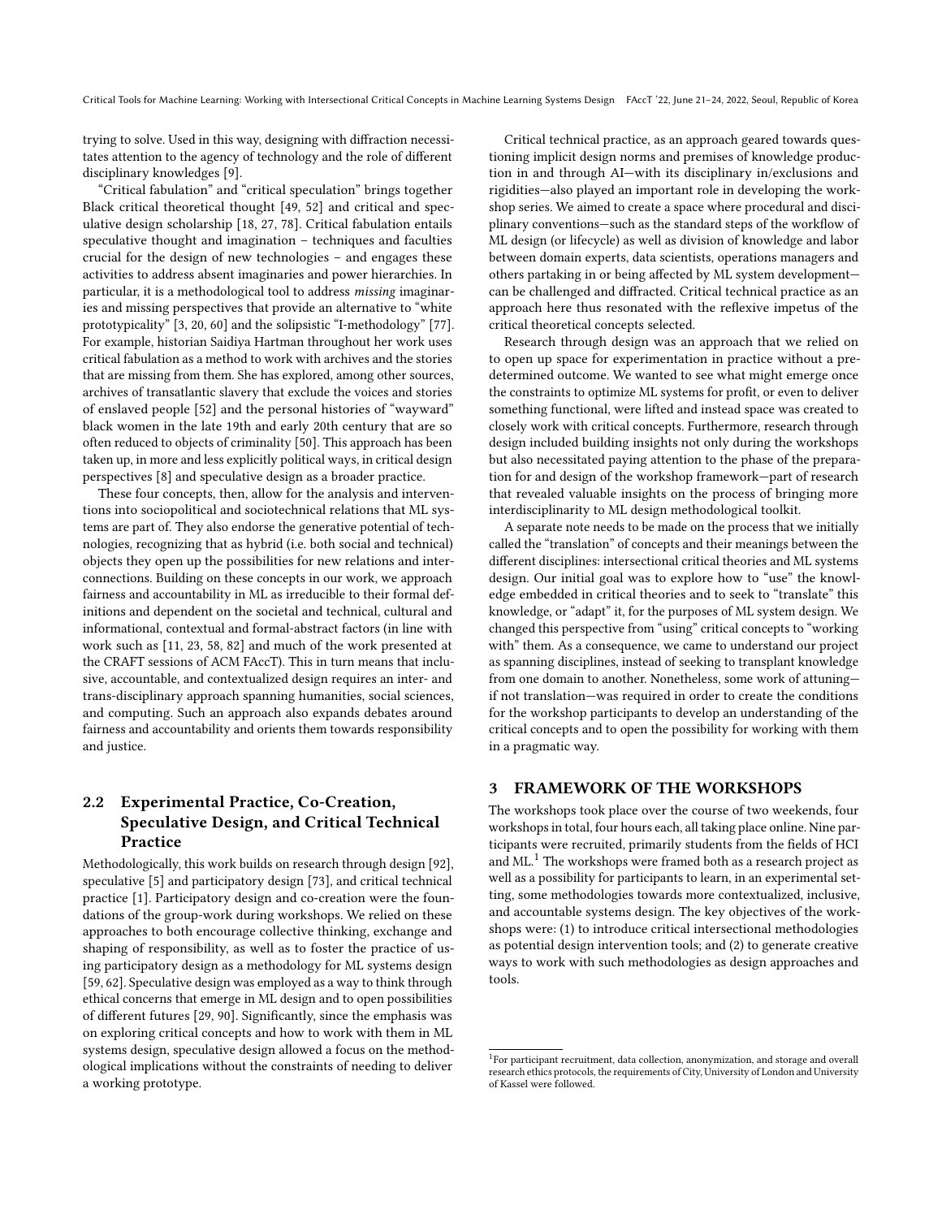trying to solve. Used in this way, designing with diffraction necessitates attention to the agency of technology and the role of different disciplinary knowledges [9].

"Critical fabulation" and "critical speculation" brings together Black critical theoretical thought [49, 52] and critical and speculative design scholarship [18, 27, 78]. Critical fabulation entails speculative thought and imagination – techniques and faculties crucial for the design of new technologies – and engages these activities to address absent imaginaries and power hierarchies. In particular, it is a methodological tool to address *missing* imaginaries and missing perspectives that provide an alternative to "white prototypicality" [3, 20, 60] and the solipsistic "I-methodology" [77]. For example, historian Saidiya Hartman throughout her work uses critical fabulation as a method to work with archives and the stories that are missing from them. She has explored, among other sources, archives of transatlantic slavery that exclude the voices and stories of enslaved people [52] and the personal histories of "wayward" black women in the late 19th and early 20th century that are so often reduced to objects of criminality [50]. This approach has been taken up, in more and less explicitly political ways, in critical design perspectives [8] and speculative design as a broader practice.

These four concepts, then, allow for the analysis and interventions into sociopolitical and sociotechnical relations that ML systems are part of. They also endorse the generative potential of technologies, recognizing that as hybrid (i.e. both social and technical) objects they open up the possibilities for new relations and interconnections. Building on these concepts in our work, we approach fairness and accountability in ML as irreducible to their formal definitions and dependent on the societal and technical, cultural and informational, contextual and formal-abstract factors (in line with work such as [11, 23, 58, 82] and much of the work presented at the CRAFT sessions of ACM FAccT). This in turn means that inclusive, accountable, and contextualized design requires an inter- and trans-disciplinary approach spanning humanities, social sciences, and computing. Such an approach also expands debates around fairness and accountability and orients them towards responsibility and justice.

## 2.2 Experimental Practice, Co-Creation, Speculative Design, and Critical Technical Practice

Methodologically, this work builds on research through design [92], speculative [5] and participatory design [73], and critical technical practice [1]. Participatory design and co-creation were the foundations of the group-work during workshops. We relied on these approaches to both encourage collective thinking, exchange and shaping of responsibility, as well as to foster the practice of using participatory design as a methodology for ML systems design [59, 62]. Speculative design was employed as a way to think through ethical concerns that emerge in ML design and to open possibilities of different futures [29, 90]. Significantly, since the emphasis was on exploring critical concepts and how to work with them in ML systems design, speculative design allowed a focus on the methodological implications without the constraints of needing to deliver a working prototype.

Critical technical practice, as an approach geared towards questioning implicit design norms and premises of knowledge production in and through AI—with its disciplinary in/exclusions and rigidities—also played an important role in developing the workshop series. We aimed to create a space where procedural and disciplinary conventions—such as the standard steps of the workflow of ML design (or lifecycle) as well as division of knowledge and labor between domain experts, data scientists, operations managers and others partaking in or being affected by ML system development—can be challenged and diffracted. Critical technical practice as an approach here thus resonated with the reflexive impetus of the critical theoretical concepts selected.

Research through design was an approach that we relied on to open up space for experimentation in practice without a predetermined outcome. We wanted to see what might emerge once the constraints to optimize ML systems for profit, or even to deliver something functional, were lifted and instead space was created to closely work with critical concepts. Furthermore, research through design included building insights not only during the workshops but also necessitated paying attention to the phase of the preparation for and design of the workshop framework—part of research that revealed valuable insights on the process of bringing more interdisciplinarity to ML design methodological toolkit.

A separate note needs to be made on the process that we initially called the "translation" of concepts and their meanings between the different disciplines: intersectional critical theories and ML systems design. Our initial goal was to explore how to "use" the knowledge embedded in critical theories and to seek to "translate" this knowledge, or "adapt" it, for the purposes of ML system design. We changed this perspective from "using" critical concepts to "working with" them. As a consequence, we came to understand our project as spanning disciplines, instead of seeking to transplant knowledge from one domain to another. Nonetheless, some work of attuning—if not translation—was required in order to create the conditions for the workshop participants to develop an understanding of the critical concepts and to open the possibility for working with them in a pragmatic way.

# 3 FRAMEWORK OF THE WORKSHOPS

The workshops took place over the course of two weekends, four workshops in total, four hours each, all taking place online. Nine participants were recruited, primarily students from the fields of HCI and ML.[1] The workshops were framed both as a research project as well as a possibility for participants to learn, in an experimental setting, some methodologies towards more contextualized, inclusive, and accountable systems design. The key objectives of the workshops were: (1) to introduce critical intersectional methodologies as potential design intervention tools; and (2) to generate creative ways to work with such methodologies as design approaches and tools.

[1] For participant recruitment, data collection, anonymization, and storage and overall research ethics protocols, the requirements of City, University of London and University of Kassel were followed.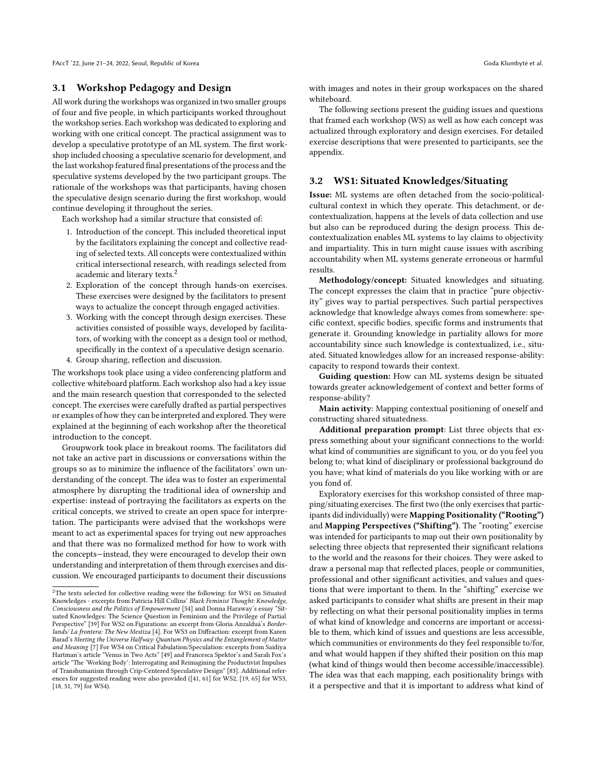### 3.1 Workshop Pedagogy and Design

All work during the workshops was organized in two smaller groups of four and five people, in which participants worked throughout the workshop series. Each workshop was dedicated to exploring and working with one critical concept. The practical assignment was to develop a speculative prototype of an ML system. The first workshop included choosing a speculative scenario for development, and the last workshop featured final presentations of the process and the speculative systems developed by the two participant groups. The rationale of the workshops was that participants, having chosen the speculative design scenario during the first workshop, would continue developing it throughout the series.

Each workshop had a similar structure that consisted of:

1. Introduction of the concept. This included theoretical input by the facilitators explaining the concept and collective reading of selected texts. All concepts were contextualized within critical intersectional research, with readings selected from academic and literary texts.[2]
2. Exploration of the concept through hands-on exercises. These exercises were designed by the facilitators to present ways to actualize the concept through engaged activities.
3. Working with the concept through design exercises. These activities consisted of possible ways, developed by facilitators, of working with the concept as a design tool or method, specifically in the context of a speculative design scenario.
4. Group sharing, reflection and discussion.

The workshops took place using a video conferencing platform and collective whiteboard platform. Each workshop also had a key issue and the main research question that corresponded to the selected concept. The exercises were carefully drafted as partial perspectives or examples of how they can be interpreted and explored. They were explained at the beginning of each workshop after the theoretical introduction to the concept.

Groupwork took place in breakout rooms. The facilitators did not take an active part in discussions or conversations within the groups so as to minimize the influence of the facilitators' own understanding of the concept. The idea was to foster an experimental atmosphere by disrupting the traditional idea of ownership and expertise: instead of portraying the facilitators as experts on the critical concepts, we strived to create an open space for interpretation. The participants were advised that the workshops were meant to act as experimental spaces for trying out new approaches and that there was no formalized method for how to work with the concepts—instead, they were encouraged to develop their own understanding and interpretation of them through exercises and discussion. We encouraged participants to document their discussions with images and notes in their group workspaces on the shared whiteboard.

The following sections present the guiding issues and questions that framed each workshop (WS) as well as how each concept was actualized through exploratory and design exercises. For detailed exercise descriptions that were presented to participants, see the appendix.

[2] The texts selected for collective reading were the following: for WS1 on Situated Knowledges - excerpts from Patricia Hill Collins' *Black Feminist Thought: Knowledge, Consciousness and the Politics of Empowerment* [54] and Donna Haraway's essay "Situated Knowledges: The Science Question in Feminism and the Privilege of Partial Perspective" [39] For WS2 on Figurations: an excerpt from Gloria Anzaldúa's *Borderlands/ La frontera: The New Mestiza* [4]. For WS3 on Diffraction: excerpt from Karen Barad's *Meeting the Universe Halfway: Quantum Physics and the Entanglement of Matter and Meaning* [7] For WS4 on Critical Fabulation/Speculation: excerpts from Saidiya Hartman's article "Venus in Two Acts" [49] and Francesca Spektor's and Sarah Fox's article "The 'Working Body': Interrogating and Reimagining the Productivist Impulses of Transhumanism through Crip-Centered Speculative Design" [83]. Additional references for suggested reading were also provided ([41, 61] for WS2, [19, 65] for WS3, [18, 51, 79] for WS4).

### 3.2 WS1: Situated Knowledges/Situating

**Issue:** ML systems are often detached from the socio-political-cultural context in which they operate. This detachment, or decontextualization, happens at the levels of data collection and use but also can be reproduced during the design process. This decontextualization enables ML systems to lay claims to objectivity and impartiality. This in turn might cause issues with ascribing accountability when ML systems generate erroneous or harmful results.

**Methodology/concept:** Situated knowledges and situating. The concept expresses the claim that in practice "pure objectivity" gives way to partial perspectives. Such partial perspectives acknowledge that knowledge always comes from somewhere: specific context, specific bodies, specific forms and instruments that generate it. Grounding knowledge in partiality allows for more accountability since such knowledge is contextualized, i.e., situated. Situated knowledges allow for an increased response-ability: capacity to respond towards their context.

**Guiding question:** How can ML systems design be situated towards greater acknowledgement of context and better forms of response-ability?

**Main activity**: Mapping contextual positioning of oneself and constructing shared situatedness.

**Additional preparation prompt**: List three objects that express something about your significant connections to the world: what kind of communities are significant to you, or do you feel you belong to; what kind of disciplinary or professional background do you have; what kind of materials do you like working with or are you fond of.

Exploratory exercises for this workshop consisted of three mapping/situating exercises. The first two (the only exercises that participants did individually) were **Mapping Positionality ("Rooting")** and **Mapping Perspectives ("Shifting")**. The "rooting" exercise was intended for participants to map out their own positionality by selecting three objects that represented their significant relations to the world and the reasons for their choices. They were asked to draw a personal map that reflected places, people or communities, professional and other significant activities, and values and questions that were important to them. In the "shifting" exercise we asked participants to consider what shifts are present in their map by reflecting on what their personal positionality implies in terms of what kind of knowledge and concerns are important or accessible to them, which kind of issues and questions are less accessible, which communities or environments do they feel responsible to/for, and what would happen if they shifted their position on this map (what kind of things would then become accessible/inaccessible). The idea was that each mapping, each positionality brings with it a perspective and that it is important to address what kind of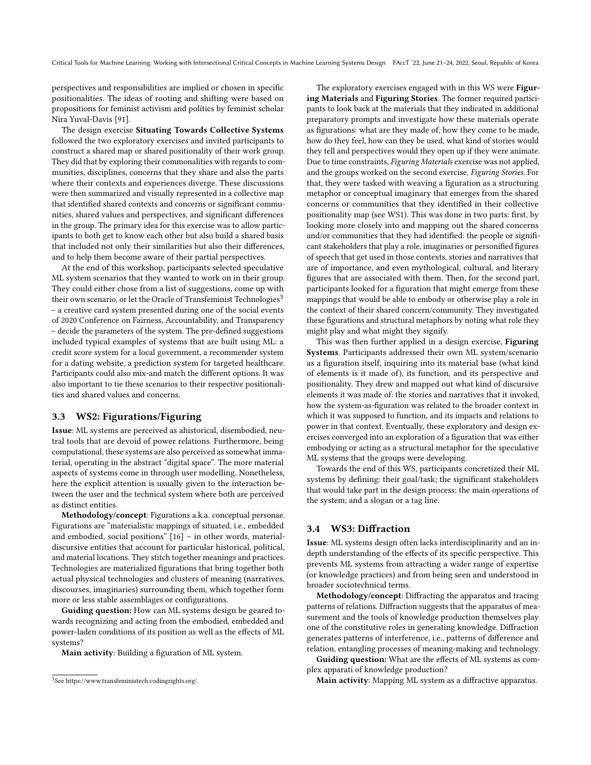perspectives and responsibilities are implied or chosen in specific positionalities. The ideas of rooting and shifting were based on propositions for feminist activism and politics by feminist scholar Nira Yuval-Davis [91].

The design exercise **Situating Towards Collective Systems** followed the two exploratory exercises and invited participants to construct a shared map or shared positionality of their work group. They did that by exploring their commonalities with regards to communities, disciplines, concerns that they share and also the parts where their contexts and experiences diverge. These discussions were then summarized and visually represented in a collective map that identified shared contexts and concerns or significant communities, shared values and perspectives, and significant differences in the group. The primary idea for this exercise was to allow participants to both get to know each other but also build a shared basis that included not only their similarities but also their differences, and to help them become aware of their partial perspectives.

At the end of this workshop, participants selected speculative ML system scenarios that they wanted to work on in their group. They could either chose from a list of suggestions, come up with their own scenario, or let the Oracle of Transfeminist Technologies[3] – a creative card system presented during one of the social events of 2020 Conference on Fairness, Accountability, and Transparency – decide the parameters of the system. The pre-defined suggestions included typical examples of systems that are built using ML: a credit score system for a local government, a recommender system for a dating website, a prediction system for targeted healthcare. Participants could also mix-and match the different options. It was also important to tie these scenarios to their respective positionalities and shared values and concerns.

### 3.3 WS2: Figurations/Figuring

**Issue**: ML systems are perceived as ahistorical, disembodied, neutral tools that are devoid of power relations. Furthermore, being computational, these systems are also perceived as somewhat immaterial, operating in the abstract "digital space". The more material aspects of systems come in through user modelling. Nonetheless, here the explicit attention is usually given to the interaction between the user and the technical system where both are perceived as distinct entities.

**Methodology/concept**: Figurations a.k.a. conceptual personae. Figurations are "materialistic mappings of situated, i.e., embedded and embodied, social positions" [16] – in other words, material-discursive entities that account for particular historical, political, and material locations. They stitch together meanings and practices. Technologies are materialized figurations that bring together both actual physical technologies and clusters of meaning (narratives, discourses, imaginaries) surrounding them, which together form more or less stable assemblages or configurations.

**Guiding question:** How can ML systems design be geared towards recognizing and acting from the embodied, embedded and power-laden conditions of its position as well as the effects of ML systems?

**Main activity**: Building a figuration of ML system.

The exploratory exercises engaged with in this WS were **Figuring Materials** and **Figuring Stories**. The former required participants to look back at the materials that they indicated in additional preparatory prompts and investigate how these materials operate as figurations: what are they made of, how they come to be made, how do they feel, how can they be used, what kind of stories would they tell and perspectives would they open up if they were animate. Due to time constraints, *Figuring Materials* exercise was not applied, and the groups worked on the second exercise, *Figuring Stories*. For that, they were tasked with weaving a figuration as a structuring metaphor or conceptual imaginary that emerges from the shared concerns or communities that they identified in their collective positionality map (see WS1). This was done in two parts: first, by looking more closely into and mapping out the shared concerns and/or communities that they had identified: the people or significant stakeholders that play a role, imaginaries or personified figures of speech that get used in those contexts, stories and narratives that are of importance, and even mythological, cultural, and literary figures that are associated with them. Then, for the second part, participants looked for a figuration that might emerge from these mappings that would be able to embody or otherwise play a role in the context of their shared concern/community. They investigated these figurations and structural metaphors by noting what role they might play and what might they signify.

This was then further applied in a design exercise, **Figuring Systems**. Participants addressed their own ML system/scenario as a figuration itself, inquiring into its material base (what kind of elements is it made of), its function, and its perspective and positionality. They drew and mapped out what kind of discursive elements it was made of: the stories and narratives that it invoked, how the system-as-figuration was related to the broader context in which it was supposed to function, and its impacts and relations to power in that context. Eventually, these exploratory and design exercises converged into an exploration of a figuration that was either embodying or acting as a structural metaphor for the speculative ML systems that the groups were developing.

Towards the end of this WS, participants concretized their ML systems by defining: their goal/task; the significant stakeholders that would take part in the design process; the main operations of the system; and a slogan or a tag line.

### 3.4 WS3: Diffraction

**Issue**: ML systems design often lacks interdisciplinarity and an in-depth understanding of the effects of its specific perspective. This prevents ML systems from attracting a wider range of expertise (or knowledge practices) and from being seen and understood in broader sociotechnical terms.

**Methodology/concept**: Diffracting the apparatus and tracing patterns of relations. Diffraction suggests that the apparatus of measurement and the tools of knowledge production themselves play one of the constitutive roles in generating knowledge. Diffraction generates patterns of interference, i.e., patterns of difference and relation, entangling processes of meaning-making and technology.

**Guiding question:** What are the effects of ML systems as complex apparati of knowledge production?

**Main activity**: Mapping ML system as a diffractive apparatus.

[3] See https://www.transfeministech.codingrights.org/.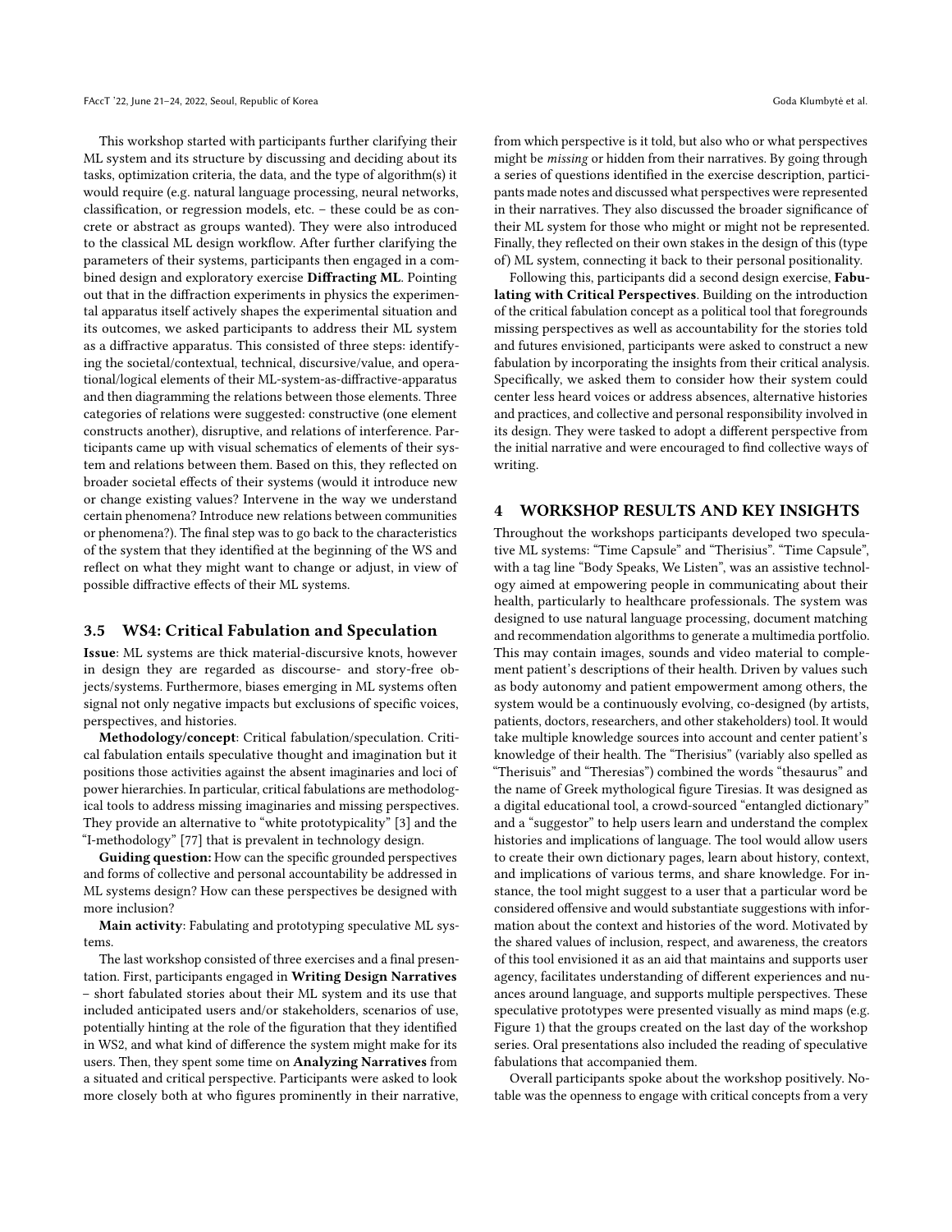This workshop started with participants further clarifying their ML system and its structure by discussing and deciding about its tasks, optimization criteria, the data, and the type of algorithm(s) it would require (e.g. natural language processing, neural networks, classification, or regression models, etc. – these could be as concrete or abstract as groups wanted). They were also introduced to the classical ML design workflow. After further clarifying the parameters of their systems, participants then engaged in a combined design and exploratory exercise **Diffracting ML**. Pointing out that in the diffraction experiments in physics the experimental apparatus itself actively shapes the experimental situation and its outcomes, we asked participants to address their ML system as a diffractive apparatus. This consisted of three steps: identifying the societal/contextual, technical, discursive/value, and operational/logical elements of their ML-system-as-diffractive-apparatus and then diagramming the relations between those elements. Three categories of relations were suggested: constructive (one element constructs another), disruptive, and relations of interference. Participants came up with visual schematics of elements of their system and relations between them. Based on this, they reflected on broader societal effects of their systems (would it introduce new or change existing values? Intervene in the way we understand certain phenomena? Introduce new relations between communities or phenomena?). The final step was to go back to the characteristics of the system that they identified at the beginning of the WS and reflect on what they might want to change or adjust, in view of possible diffractive effects of their ML systems.

### 3.5 WS4: Critical Fabulation and Speculation

**Issue**: ML systems are thick material-discursive knots, however in design they are regarded as discourse- and story-free objects/systems. Furthermore, biases emerging in ML systems often signal not only negative impacts but exclusions of specific voices, perspectives, and histories.

**Methodology/concept**: Critical fabulation/speculation. Critical fabulation entails speculative thought and imagination but it positions those activities against the absent imaginaries and loci of power hierarchies. In particular, critical fabulations are methodological tools to address missing imaginaries and missing perspectives. They provide an alternative to "white prototypicality" [3] and the "I-methodology" [77] that is prevalent in technology design.

**Guiding question:** How can the specific grounded perspectives and forms of collective and personal accountability be addressed in ML systems design? How can these perspectives be designed with more inclusion?

**Main activity**: Fabulating and prototyping speculative ML systems.

The last workshop consisted of three exercises and a final presentation. First, participants engaged in **Writing Design Narratives** – short fabulated stories about their ML system and its use that included anticipated users and/or stakeholders, scenarios of use, potentially hinting at the role of the figuration that they identified in WS2, and what kind of difference the system might make for its users. Then, they spent some time on **Analyzing Narratives** from a situated and critical perspective. Participants were asked to look more closely both at who figures prominently in their narrative, from which perspective is it told, but also who or what perspectives might be *missing* or hidden from their narratives. By going through a series of questions identified in the exercise description, participants made notes and discussed what perspectives were represented in their narratives. They also discussed the broader significance of their ML system for those who might or might not be represented. Finally, they reflected on their own stakes in the design of this (type of) ML system, connecting it back to their personal positionality.

Following this, participants did a second design exercise, **Fabulating with Critical Perspectives**. Building on the introduction of the critical fabulation concept as a political tool that foregrounds missing perspectives as well as accountability for the stories told and futures envisioned, participants were asked to construct a new fabulation by incorporating the insights from their critical analysis. Specifically, we asked them to consider how their system could center less heard voices or address absences, alternative histories and practices, and collective and personal responsibility involved in its design. They were tasked to adopt a different perspective from the initial narrative and were encouraged to find collective ways of writing.

## 4 WORKSHOP RESULTS AND KEY INSIGHTS

Throughout the workshops participants developed two speculative ML systems: "Time Capsule" and "Therisius". "Time Capsule", with a tag line "Body Speaks, We Listen", was an assistive technology aimed at empowering people in communicating about their health, particularly to healthcare professionals. The system was designed to use natural language processing, document matching and recommendation algorithms to generate a multimedia portfolio. This may contain images, sounds and video material to complement patient's descriptions of their health. Driven by values such as body autonomy and patient empowerment among others, the system would be a continuously evolving, co-designed (by artists, patients, doctors, researchers, and other stakeholders) tool. It would take multiple knowledge sources into account and center patient's knowledge of their health. The "Therisius" (variably also spelled as "Therisuis" and "Theresias") combined the words "thesaurus" and the name of Greek mythological figure Tiresias. It was designed as a digital educational tool, a crowd-sourced "entangled dictionary" and a "suggestor" to help users learn and understand the complex histories and implications of language. The tool would allow users to create their own dictionary pages, learn about history, context, and implications of various terms, and share knowledge. For instance, the tool might suggest to a user that a particular word be considered offensive and would substantiate suggestions with information about the context and histories of the word. Motivated by the shared values of inclusion, respect, and awareness, the creators of this tool envisioned it as an aid that maintains and supports user agency, facilitates understanding of different experiences and nuances around language, and supports multiple perspectives. These speculative prototypes were presented visually as mind maps (e.g. Figure 1) that the groups created on the last day of the workshop series. Oral presentations also included the reading of speculative fabulations that accompanied them.

Overall participants spoke about the workshop positively. Notable was the openness to engage with critical concepts from a very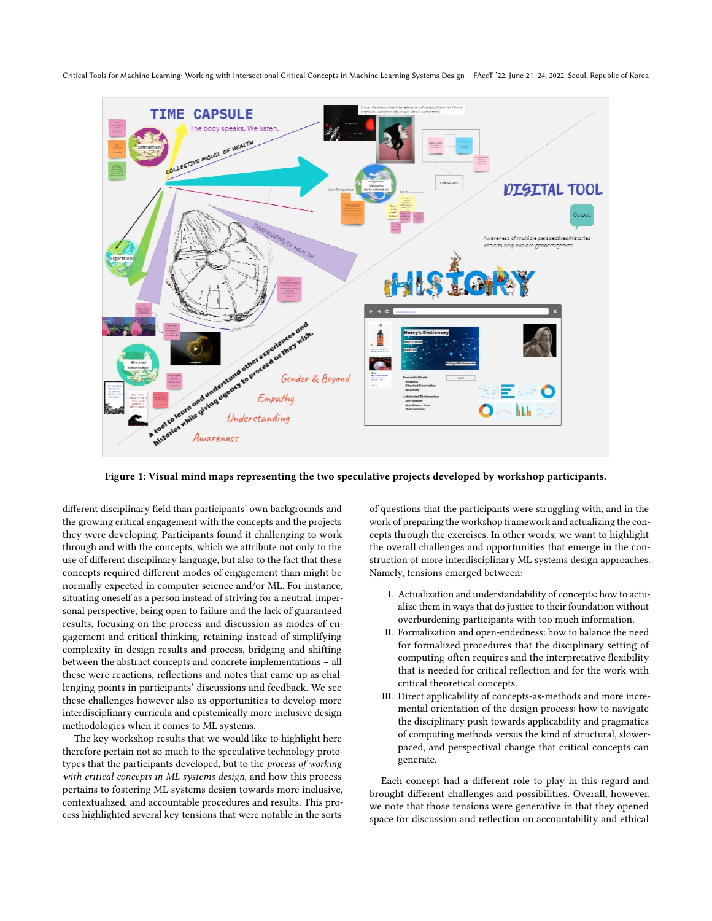Figure 1: Visual mind maps representing the two speculative projects developed by workshop participants.

different disciplinary field than participants' own backgrounds and the growing critical engagement with the concepts and the projects they were developing. Participants found it challenging to work through and with the concepts, which we attribute not only to the use of different disciplinary language, but also to the fact that these concepts required different modes of engagement than might be normally expected in computer science and/or ML. For instance, situating oneself as a person instead of striving for a neutral, impersonal perspective, being open to failure and the lack of guaranteed results, focusing on the process and discussion as modes of engagement and critical thinking, retaining instead of simplifying complexity in design results and process, bridging and shifting between the abstract concepts and concrete implementations – all these were reactions, reflections and notes that came up as challenging points in participants' discussions and feedback. We see these challenges however also as opportunities to develop more interdisciplinary curricula and epistemically more inclusive design methodologies when it comes to ML systems.

The key workshop results that we would like to highlight here therefore pertain not so much to the speculative technology prototypes that the participants developed, but to the *process of working with critical concepts in ML systems design*, and how this process pertains to fostering ML systems design towards more inclusive, contextualized, and accountable procedures and results. This process highlighted several key tensions that were notable in the sorts of questions that the participants were struggling with, and in the work of preparing the workshop framework and actualizing the concepts through the exercises. In other words, we want to highlight the overall challenges and opportunities that emerge in the construction of more interdisciplinary ML systems design approaches. Namely, tensions emerged between:

I. Actualization and understandability of concepts: how to actualize them in ways that do justice to their foundation without overburdening participants with too much information.
II. Formalization and open-endedness: how to balance the need for formalized procedures that the disciplinary setting of computing often requires and the interpretative flexibility that is needed for critical reflection and for the work with critical theoretical concepts.
III. Direct applicability of concepts-as-methods and more incremental orientation of the design process: how to navigate the disciplinary push towards applicability and pragmatics of computing methods versus the kind of structural, slower-paced, and perspectival change that critical concepts can generate.

Each concept had a different role to play in this regard and brought different challenges and possibilities. Overall, however, we note that those tensions were generative in that they opened space for discussion and reflection on accountability and ethical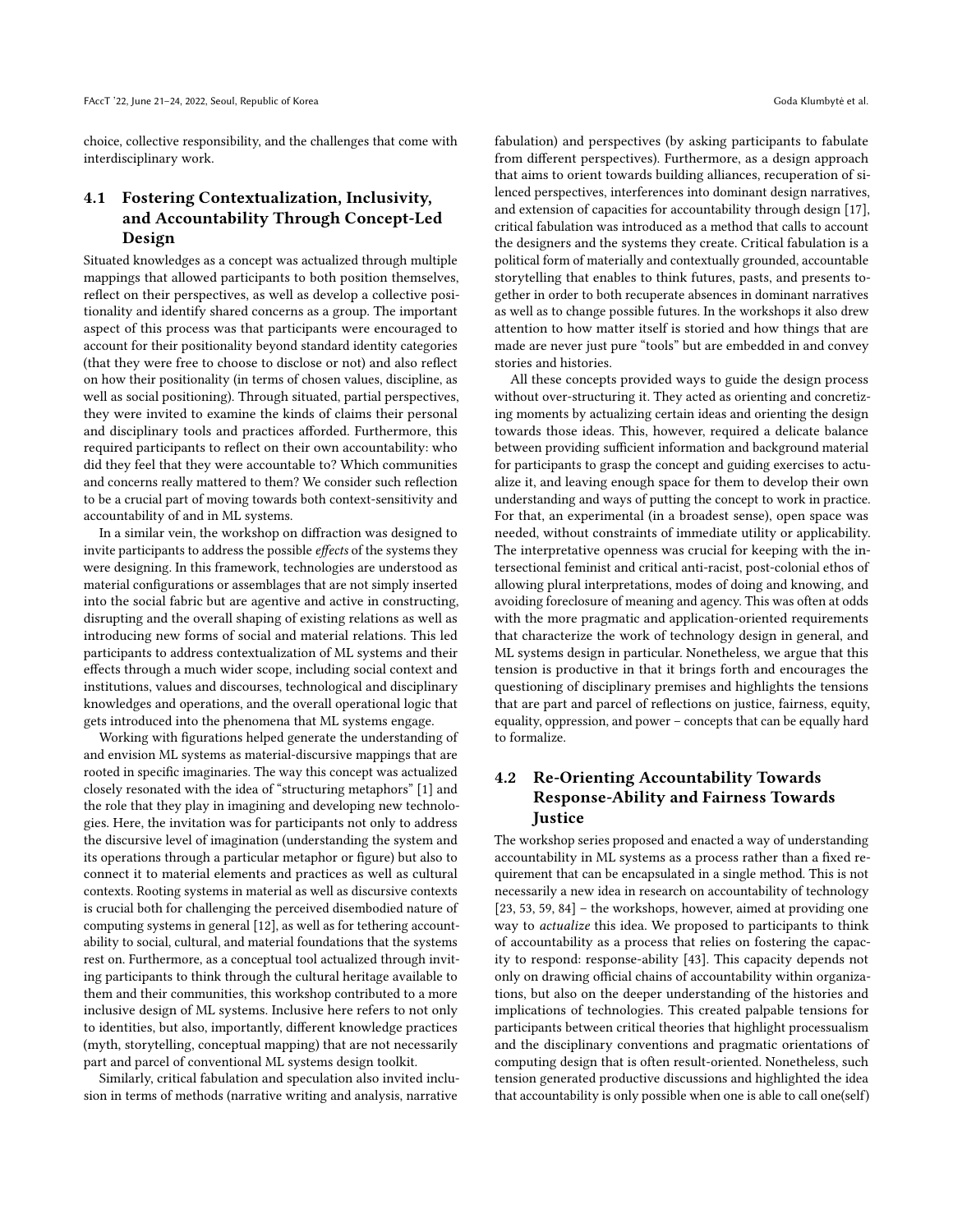choice, collective responsibility, and the challenges that come with interdisciplinary work.

### 4.1 Fostering Contextualization, Inclusivity, and Accountability Through Concept-Led Design

Situated knowledges as a concept was actualized through multiple mappings that allowed participants to both position themselves, reflect on their perspectives, as well as develop a collective positionality and identify shared concerns as a group. The important aspect of this process was that participants were encouraged to account for their positionality beyond standard identity categories (that they were free to choose to disclose or not) and also reflect on how their positionality (in terms of chosen values, discipline, as well as social positioning). Through situated, partial perspectives, they were invited to examine the kinds of claims their personal and disciplinary tools and practices afforded. Furthermore, this required participants to reflect on their own accountability: who did they feel that they were accountable to? Which communities and concerns really mattered to them? We consider such reflection to be a crucial part of moving towards both context-sensitivity and accountability of and in ML systems.

In a similar vein, the workshop on diffraction was designed to invite participants to address the possible *effects* of the systems they were designing. In this framework, technologies are understood as material configurations or assemblages that are not simply inserted into the social fabric but are agentive and active in constructing, disrupting and the overall shaping of existing relations as well as introducing new forms of social and material relations. This led participants to address contextualization of ML systems and their effects through a much wider scope, including social context and institutions, values and discourses, technological and disciplinary knowledges and operations, and the overall operational logic that gets introduced into the phenomena that ML systems engage.

Working with figurations helped generate the understanding of and envision ML systems as material-discursive mappings that are rooted in specific imaginaries. The way this concept was actualized closely resonated with the idea of "structuring metaphors" [1] and the role that they play in imagining and developing new technologies. Here, the invitation was for participants not only to address the discursive level of imagination (understanding the system and its operations through a particular metaphor or figure) but also to connect it to material elements and practices as well as cultural contexts. Rooting systems in material as well as discursive contexts is crucial both for challenging the perceived disembodied nature of computing systems in general [12], as well as for tethering accountability to social, cultural, and material foundations that the systems rest on. Furthermore, as a conceptual tool actualized through inviting participants to think through the cultural heritage available to them and their communities, this workshop contributed to a more inclusive design of ML systems. Inclusive here refers to not only to identities, but also, importantly, different knowledge practices (myth, storytelling, conceptual mapping) that are not necessarily part and parcel of conventional ML systems design toolkit.

Similarly, critical fabulation and speculation also invited inclusion in terms of methods (narrative writing and analysis, narrative fabulation) and perspectives (by asking participants to fabulate from different perspectives). Furthermore, as a design approach that aims to orient towards building alliances, recuperation of silenced perspectives, interferences into dominant design narratives, and extension of capacities for accountability through design [17], critical fabulation was introduced as a method that calls to account the designers and the systems they create. Critical fabulation is a political form of materially and contextually grounded, accountable storytelling that enables to think futures, pasts, and presents together in order to both recuperate absences in dominant narratives as well as to change possible futures. In the workshops it also drew attention to how matter itself is storied and how things that are made are never just pure "tools" but are embedded in and convey stories and histories.

All these concepts provided ways to guide the design process without over-structuring it. They acted as orienting and concretizing moments by actualizing certain ideas and orienting the design towards those ideas. This, however, required a delicate balance between providing sufficient information and background material for participants to grasp the concept and guiding exercises to actualize it, and leaving enough space for them to develop their own understanding and ways of putting the concept to work in practice. For that, an experimental (in a broadest sense), open space was needed, without constraints of immediate utility or applicability. The interpretative openness was crucial for keeping with the intersectional feminist and critical anti-racist, post-colonial ethos of allowing plural interpretations, modes of doing and knowing, and avoiding foreclosure of meaning and agency. This was often at odds with the more pragmatic and application-oriented requirements that characterize the work of technology design in general, and ML systems design in particular. Nonetheless, we argue that this tension is productive in that it brings forth and encourages the questioning of disciplinary premises and highlights the tensions that are part and parcel of reflections on justice, fairness, equity, equality, oppression, and power – concepts that can be equally hard to formalize.

### 4.2 Re-Orienting Accountability Towards Response-Ability and Fairness Towards Justice

The workshop series proposed and enacted a way of understanding accountability in ML systems as a process rather than a fixed requirement that can be encapsulated in a single method. This is not necessarily a new idea in research on accountability of technology [23, 53, 59, 84] – the workshops, however, aimed at providing one way to *actualize* this idea. We proposed to participants to think of accountability as a process that relies on fostering the capacity to respond: response-ability [43]. This capacity depends not only on drawing official chains of accountability within organizations, but also on the deeper understanding of the histories and implications of technologies. This created palpable tensions for participants between critical theories that highlight processualism and the disciplinary conventions and pragmatic orientations of computing design that is often result-oriented. Nonetheless, such tension generated productive discussions and highlighted the idea that accountability is only possible when one is able to call one(self)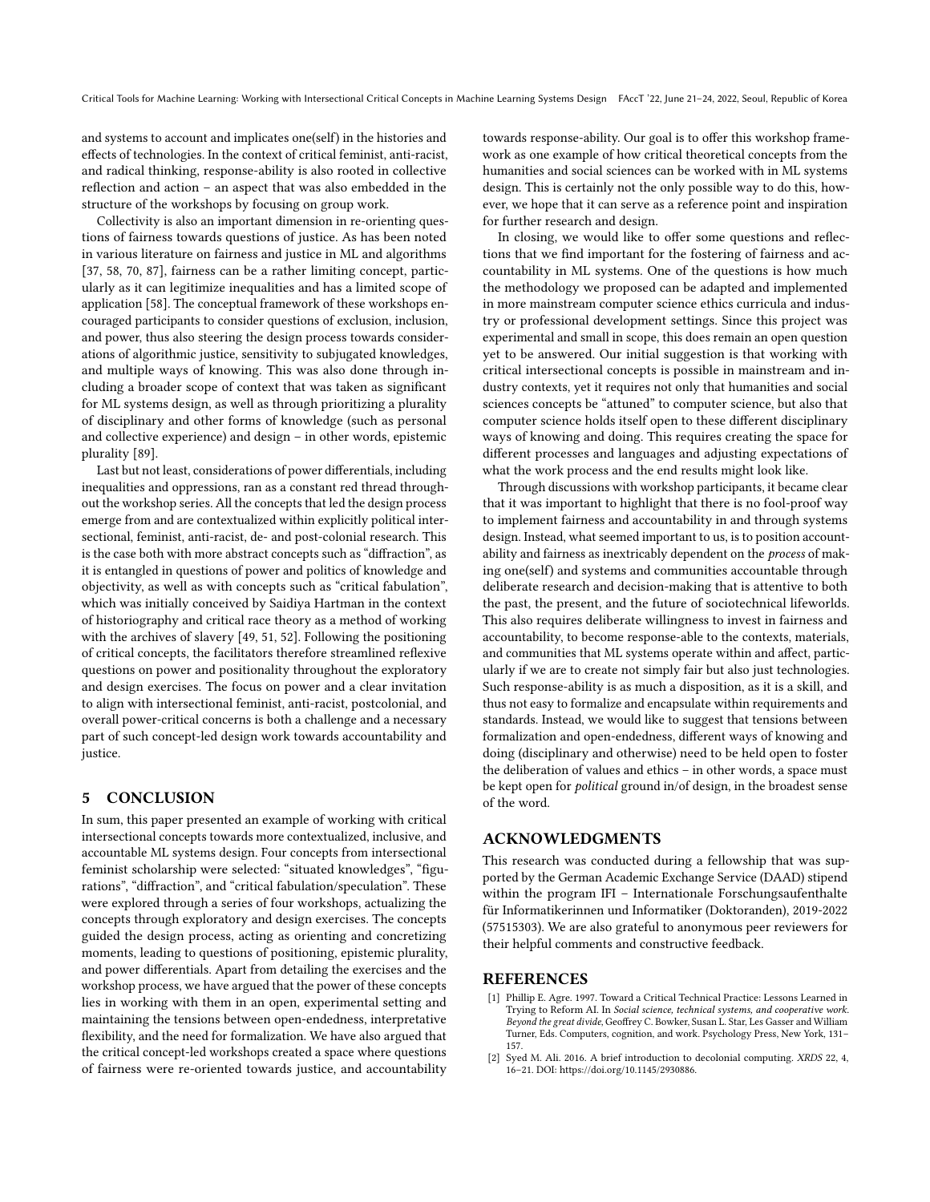and systems to account and implicates one(self) in the histories and effects of technologies. In the context of critical feminist, anti-racist, and radical thinking, response-ability is also rooted in collective reflection and action – an aspect that was also embedded in the structure of the workshops by focusing on group work.

Collectivity is also an important dimension in re-orienting questions of fairness towards questions of justice. As has been noted in various literature on fairness and justice in ML and algorithms [37, 58, 70, 87], fairness can be a rather limiting concept, particularly as it can legitimize inequalities and has a limited scope of application [58]. The conceptual framework of these workshops encouraged participants to consider questions of exclusion, inclusion, and power, thus also steering the design process towards considerations of algorithmic justice, sensitivity to subjugated knowledges, and multiple ways of knowing. This was also done through including a broader scope of context that was taken as significant for ML systems design, as well as through prioritizing a plurality of disciplinary and other forms of knowledge (such as personal and collective experience) and design – in other words, epistemic plurality [89].

Last but not least, considerations of power differentials, including inequalities and oppressions, ran as a constant red thread throughout the workshop series. All the concepts that led the design process emerge from and are contextualized within explicitly political intersectional, feminist, anti-racist, de- and post-colonial research. This is the case both with more abstract concepts such as "diffraction", as it is entangled in questions of power and politics of knowledge and objectivity, as well as with concepts such as "critical fabulation", which was initially conceived by Saidiya Hartman in the context of historiography and critical race theory as a method of working with the archives of slavery [49, 51, 52]. Following the positioning of critical concepts, the facilitators therefore streamlined reflexive questions on power and positionality throughout the exploratory and design exercises. The focus on power and a clear invitation to align with intersectional feminist, anti-racist, postcolonial, and overall power-critical concerns is both a challenge and a necessary part of such concept-led design work towards accountability and justice.

## 5 CONCLUSION

In sum, this paper presented an example of working with critical intersectional concepts towards more contextualized, inclusive, and accountable ML systems design. Four concepts from intersectional feminist scholarship were selected: "situated knowledges", "figurations", "diffraction", and "critical fabulation/speculation". These were explored through a series of four workshops, actualizing the concepts through exploratory and design exercises. The concepts guided the design process, acting as orienting and concretizing moments, leading to questions of positioning, epistemic plurality, and power differentials. Apart from detailing the exercises and the workshop process, we have argued that the power of these concepts lies in working with them in an open, experimental setting and maintaining the tensions between open-endedness, interpretative flexibility, and the need for formalization. We have also argued that the critical concept-led workshops created a space where questions of fairness were re-oriented towards justice, and accountability towards response-ability. Our goal is to offer this workshop framework as one example of how critical theoretical concepts from the humanities and social sciences can be worked with in ML systems design. This is certainly not the only possible way to do this, however, we hope that it can serve as a reference point and inspiration for further research and design.

In closing, we would like to offer some questions and reflections that we find important for the fostering of fairness and accountability in ML systems. One of the questions is how much the methodology we proposed can be adapted and implemented in more mainstream computer science ethics curricula and industry or professional development settings. Since this project was experimental and small in scope, this does remain an open question yet to be answered. Our initial suggestion is that working with critical intersectional concepts is possible in mainstream and industry contexts, yet it requires not only that humanities and social sciences concepts be "attuned" to computer science, but also that computer science holds itself open to these different disciplinary ways of knowing and doing. This requires creating the space for different processes and languages and adjusting expectations of what the work process and the end results might look like.

Through discussions with workshop participants, it became clear that it was important to highlight that there is no fool-proof way to implement fairness and accountability in and through systems design. Instead, what seemed important to us, is to position accountability and fairness as inextricably dependent on the *process* of making one(self) and systems and communities accountable through deliberate research and decision-making that is attentive to both the past, the present, and the future of sociotechnical lifeworlds. This also requires deliberate willingness to invest in fairness and accountability, to become response-able to the contexts, materials, and communities that ML systems operate within and affect, particularly if we are to create not simply fair but also just technologies. Such response-ability is as much a disposition, as it is a skill, and thus not easy to formalize and encapsulate within requirements and standards. Instead, we would like to suggest that tensions between formalization and open-endedness, different ways of knowing and doing (disciplinary and otherwise) need to be held open to foster the deliberation of values and ethics – in other words, a space must be kept open for *political* ground in/of design, in the broadest sense of the word.

## ACKNOWLEDGMENTS

This research was conducted during a fellowship that was supported by the German Academic Exchange Service (DAAD) stipend within the program IFI – Internationale Forschungsaufenthalte für Informatikerinnen und Informatiker (Doktoranden), 2019-2022 (57515303). We are also grateful to anonymous peer reviewers for their helpful comments and constructive feedback.

## REFERENCES

[1] Phillip E. Agre. 1997. Toward a Critical Technical Practice: Lessons Learned in Trying to Reform AI. In *Social science, technical systems, and cooperative work. Beyond the great divide*, Geoffrey C. Bowker, Susan L. Star, Les Gasser and William Turner, Eds. Computers, cognition, and work. Psychology Press, New York, 131–157.

[2] Syed M. Ali. 2016. A brief introduction to decolonial computing. *XRDS* 22, 4, 16–21. DOI: https://doi.org/10.1145/2930886.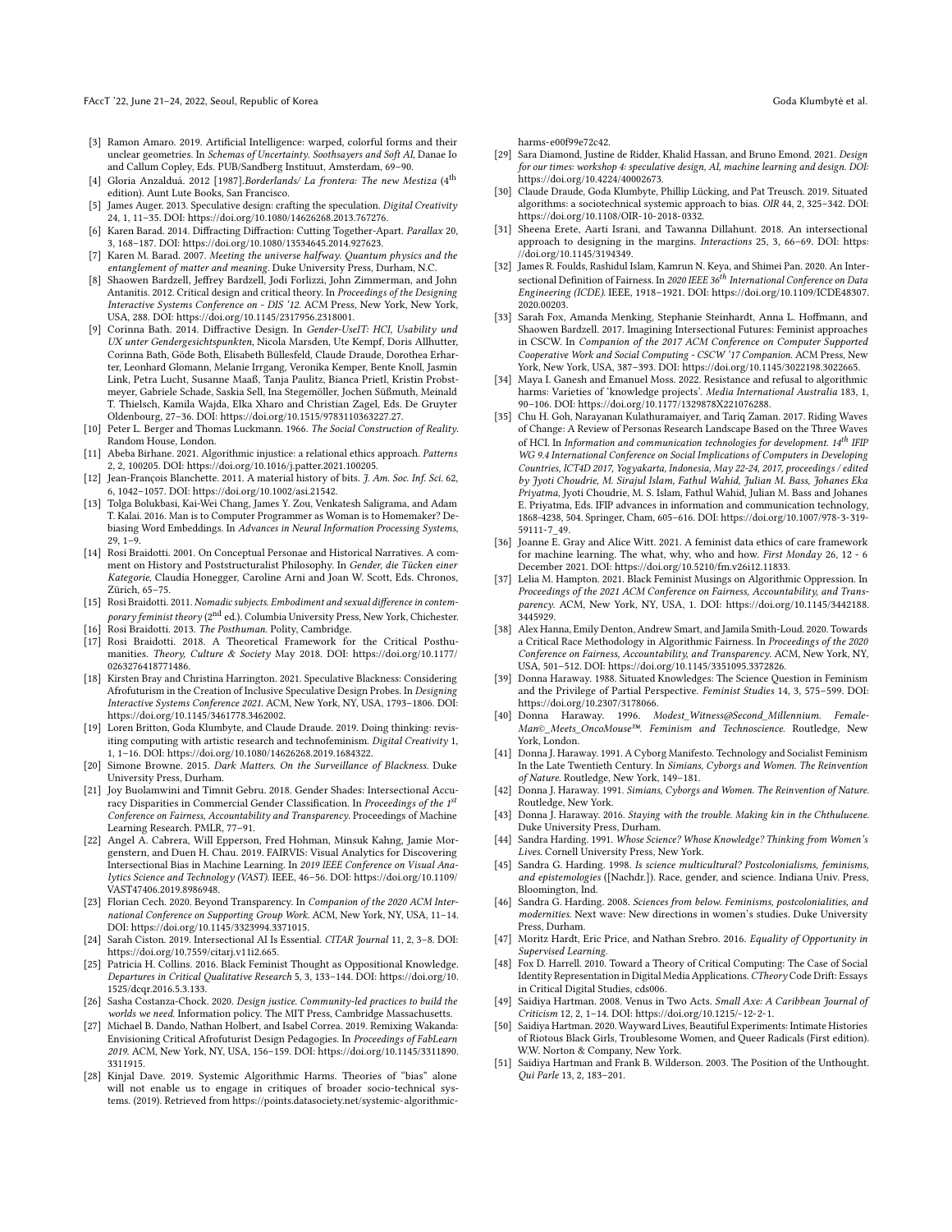- [3] Ramon Amaro. 2019. Artificial Intelligence: warped, colorful forms and their unclear geometries. In *Schemas of Uncertainty. Soothsayers and Soft AI*, Danae Io and Callum Copley, Eds. PUB/Sandberg Instituut, Amsterdam, 69–90.
- [4] Gloria Anzalduá. 2012 [1987].*Borderlands/ La frontera: The new Mestiza* (4th edition). Aunt Lute Books, San Francisco.
- [5] James Auger. 2013. Speculative design: crafting the speculation. *Digital Creativity* 24, 1, 11–35. DOI: https://doi.org/10.1080/14626268.2013.767276.
- [6] Karen Barad. 2014. Diffracting Diffraction: Cutting Together-Apart. *Parallax* 20, 3, 168–187. DOI: https://doi.org/10.1080/13534645.2014.927623.
- [7] Karen M. Barad. 2007. *Meeting the universe halfway. Quantum physics and the entanglement of matter and meaning*. Duke University Press, Durham, N.C.
- [8] Shaowen Bardzell, Jeffrey Bardzell, Jodi Forlizzi, John Zimmerman, and John Antanitis. 2012. Critical design and critical theory. In *Proceedings of the Designing Interactive Systems Conference on - DIS '12*. ACM Press, New York, New York, USA, 288. DOI: https://doi.org/10.1145/2317956.2318001.
- [9] Corinna Bath. 2014. Diffractive Design. In *Gender-UseIT: HCI, Usability und UX unter Gendergesichtspunkten*, Nicola Marsden, Ute Kempf, Doris Allhutter, Corinna Bath, Göde Both, Elisabeth Büllesfeld, Claude Draude, Dorothea Erharter, Leonhard Glomann, Melanie Irrgang, Veronika Kemper, Bente Knoll, Jasmin Link, Petra Lucht, Susanne Maaß, Tanja Paulitz, Bianca Prietl, Kristin Probstmeyer, Gabriele Schade, Saskia Sell, Ina Stegemöller, Jochen Süßmuth, Meinald T. Thielsch, Kamila Wajda, Elka Xharo and Christian Zagel, Eds. De Gruyter Oldenbourg, 27–36. DOI: https://doi.org/10.1515/9783110363227.27.
- [10] Peter L. Berger and Thomas Luckmann. 1966. *The Social Construction of Reality*. Random House, London.
- [11] Abeba Birhane. 2021. Algorithmic injustice: a relational ethics approach. *Patterns* 2, 2, 100205. DOI: https://doi.org/10.1016/j.patter.2021.100205.
- [12] Jean-François Blanchette. 2011. A material history of bits. *J. Am. Soc. Inf. Sci.* 62, 6, 1042–1057. DOI: https://doi.org/10.1002/asi.21542.
- [13] Tolga Bolukbasi, Kai-Wei Chang, James Y. Zou, Venkatesh Saligrama, and Adam T. Kalai. 2016. Man is to Computer Programmer as Woman is to Homemaker? Debiasing Word Embeddings. In *Advances in Neural Information Processing Systems*, 29, 1–9.
- [14] Rosi Braidotti. 2001. On Conceptual Personae and Historical Narratives. A comment on History and Poststructuralist Philosophy. In *Gender, die Tücken einer Kategorie*, Claudia Honegger, Caroline Arni and Joan W. Scott, Eds. Chronos, Zürich, 65–75.
- [15] Rosi Braidotti. 2011. *Nomadic subjects. Embodiment and sexual difference in contemporary feminist theory* (2nd ed.). Columbia University Press, New York, Chichester.
- [16] Rosi Braidotti. 2013. *The Posthuman*. Polity, Cambridge.
- [17] Rosi Braidotti. 2018. A Theoretical Framework for the Critical Posthumanities. *Theory, Culture & Society* May 2018. DOI: https://doi.org/10.1177/0263276418771486.
- [18] Kirsten Bray and Christina Harrington. 2021. Speculative Blackness: Considering Afrofuturism in the Creation of Inclusive Speculative Design Probes. In *Designing Interactive Systems Conference 2021*. ACM, New York, NY, USA, 1793–1806. DOI: https://doi.org/10.1145/3461778.3462002.
- [19] Loren Britton, Goda Klumbyte, and Claude Draude. 2019. Doing thinking: revisiting computing with artistic research and technofeminism. *Digital Creativity* 1, 1, 1–16. DOI: https://doi.org/10.1080/14626268.2019.1684322.
- [20] Simone Browne. 2015. *Dark Matters. On the Surveillance of Blackness*. Duke University Press, Durham.
- [21] Joy Buolamwini and Timnit Gebru. 2018. Gender Shades: Intersectional Accuracy Disparities in Commercial Gender Classification. In *Proceedings of the 1st Conference on Fairness, Accountability and Transparency*. Proceedings of Machine Learning Research. PMLR, 77–91.
- [22] Angel A. Cabrera, Will Epperson, Fred Hohman, Minsuk Kahng, Jamie Morgenstern, and Duen H. Chau. 2019. FAIRVIS: Visual Analytics for Discovering Intersectional Bias in Machine Learning. In *2019 IEEE Conference on Visual Analytics Science and Technology (VAST)*. IEEE, 46–56. DOI: https://doi.org/10.1109/VAST47406.2019.8986948.
- [23] Florian Cech. 2020. Beyond Transparency. In *Companion of the 2020 ACM International Conference on Supporting Group Work*. ACM, New York, NY, USA, 11–14. DOI: https://doi.org/10.1145/3323994.3371015.
- [24] Sarah Ciston. 2019. Intersectional AI Is Essential. *CITAR Journal* 11, 2, 3–8. DOI: https://doi.org/10.7559/citarj.v11i2.665.
- [25] Patricia H. Collins. 2016. Black Feminist Thought as Oppositional Knowledge. *Departures in Critical Qualitative Research* 5, 3, 133–144. DOI: https://doi.org/10.1525/dcqr.2016.5.3.133.
- [26] Sasha Costanza-Chock. 2020. *Design justice. Community-led practices to build the worlds we need*. Information policy. The MIT Press, Cambridge Massachusetts.
- [27] Michael B. Dando, Nathan Holbert, and Isabel Correa. 2019. Remixing Wakanda: Envisioning Critical Afrofuturist Design Pedagogies. In *Proceedings of FabLearn 2019*. ACM, New York, NY, USA, 156–159. DOI: https://doi.org/10.1145/3311890.3311915.
- [28] Kinjal Dave. 2019. Systemic Algorithmic Harms. Theories of "bias" alone will not enable us to engage in critiques of broader socio-technical systems. (2019). Retrieved from https://points.datasociety.net/systemic-algorithmic-harms-e00f99e72c42.
- [29] Sara Diamond, Justine de Ridder, Khalid Hassan, and Bruno Emond. 2021. *Design for our times: workshop 4: speculative design, AI, machine learning and design. DOI:* https://doi.org/10.4224/40002673.
- [30] Claude Draude, Goda Klumbyte, Phillip Lücking, and Pat Treusch. 2019. Situated algorithms: a sociotechnical systemic approach to bias. *OIR* 44, 2, 325–342. DOI: https://doi.org/10.1108/OIR-10-2018-0332.
- [31] Sheena Erete, Aarti Israni, and Tawanna Dillahunt. 2018. An intersectional approach to designing in the margins. *Interactions* 25, 3, 66–69. DOI: https://doi.org/10.1145/3194349.
- [32] James R. Foulds, Rashidul Islam, Kamrun N. Keya, and Shimei Pan. 2020. An Intersectional Definition of Fairness. In *2020 IEEE 36th International Conference on Data Engineering (ICDE)*. IEEE, 1918–1921. DOI: https://doi.org/10.1109/ICDE48307.2020.00203.
- [33] Sarah Fox, Amanda Menking, Stephanie Steinhardt, Anna L. Hoffmann, and Shaowen Bardzell. 2017. Imagining Intersectional Futures: Feminist approaches in CSCW. In *Companion of the 2017 ACM Conference on Computer Supported Cooperative Work and Social Computing - CSCW '17 Companion*. ACM Press, New York, New York, USA, 387–393. DOI: https://doi.org/10.1145/3022198.3022665.
- [34] Maya I. Ganesh and Emanuel Moss. 2022. Resistance and refusal to algorithmic harms: Varieties of 'knowledge projects'. *Media International Australia* 183, 1, 90–106. DOI: https://doi.org/10.1177/1329878X221076288.
- [35] Chu H. Goh, Narayanan Kulathuramaiyer, and Tariq Zaman. 2017. Riding Waves of Change: A Review of Personas Research Landscape Based on the Three Waves of HCI. In *Information and communication technologies for development. 14th IFIP WG 9.4 International Conference on Social Implications of Computers in Developing Countries, ICT4D 2017, Yogyakarta, Indonesia, May 22-24, 2017, proceedings / edited by Jyoti Choudrie, M. Sirajul Islam, Fathul Wahid, Julian M. Bass, Johanes Eka Priyatma*, Jyoti Choudrie, M. S. Islam, Fathul Wahid, Julian M. Bass and Johanes E. Priyatma, Eds. IFIP advances in information and communication technology, 1868-4238, 504. Springer, Cham, 605–616. DOI: https://doi.org/10.1007/978-3-319-59111-7_49.
- [36] Joanne E. Gray and Alice Witt. 2021. A feminist data ethics of care framework for machine learning. The what, why, who and how. *First Monday* 26, 12 - 6 December 2021. DOI: https://doi.org/10.5210/fm.v26i12.11833.
- [37] Lelia M. Hampton. 2021. Black Feminist Musings on Algorithmic Oppression. In *Proceedings of the 2021 ACM Conference on Fairness, Accountability, and Transparency*. ACM, New York, NY, USA, 1. DOI: https://doi.org/10.1145/3442188.3445929.
- [38] Alex Hanna, Emily Denton, Andrew Smart, and Jamila Smith-Loud. 2020. Towards a Critical Race Methodology in Algorithmic Fairness. In *Proceedings of the 2020 Conference on Fairness, Accountability, and Transparency*. ACM, New York, NY, USA, 501–512. DOI: https://doi.org/10.1145/3351095.3372826.
- [39] Donna Haraway. 1988. Situated Knowledges: The Science Question in Feminism and the Privilege of Partial Perspective. *Feminist Studies* 14, 3, 575–599. DOI: https://doi.org/10.2307/3178066.
- [40] Donna Haraway. 1996. *Modest_Witness@Second_Millennium. FemaleMan©_Meets_OncoMouse™. Feminism and Technoscience*. Routledge, New York, London.
- [41] Donna J. Haraway. 1991. A Cyborg Manifesto. Technology and Socialist Feminism In the Late Twentieth Century. In *Simians, Cyborgs and Women. The Reinvention of Nature*. Routledge, New York, 149–181.
- [42] Donna J. Haraway. 1991. *Simians, Cyborgs and Women. The Reinvention of Nature*. Routledge, New York.
- [43] Donna J. Haraway. 2016. *Staying with the trouble. Making kin in the Chthulucene*. Duke University Press, Durham.
- [44] Sandra Harding. 1991. *Whose Science? Whose Knowledge? Thinking from Women's Lives*. Cornell University Press, New York.
- [45] Sandra G. Harding. 1998. *Is science multicultural? Postcolonialisms, feminisms, and epistemologies* ([Nachdr.]). Race, gender, and science. Indiana Univ. Press, Bloomington, Ind.
- [46] Sandra G. Harding. 2008. *Sciences from below. Feminisms, postcolonialities, and modernities*. Next wave: New directions in women's studies. Duke University Press, Durham.
- [47] Moritz Hardt, Eric Price, and Nathan Srebro. 2016. *Equality of Opportunity in Supervised Learning*.
- [48] Fox D. Harrell. 2010. Toward a Theory of Critical Computing: The Case of Social Identity Representation in Digital Media Applications. *CTheory* Code Drift: Essays in Critical Digital Studies, cds006.
- [49] Saidiya Hartman. 2008. Venus in Two Acts. *Small Axe: A Caribbean Journal of Criticism* 12, 2, 1–14. DOI: https://doi.org/10.1215/-12-2-1.
- [50] Saidiya Hartman. 2020. Wayward Lives, Beautiful Experiments: Intimate Histories of Riotous Black Girls, Troublesome Women, and Queer Radicals (First edition). W.W. Norton & Company, New York.
- [51] Saidiya Hartman and Frank B. Wilderson. 2003. The Position of the Unthought. *Qui Parle* 13, 2, 183–201.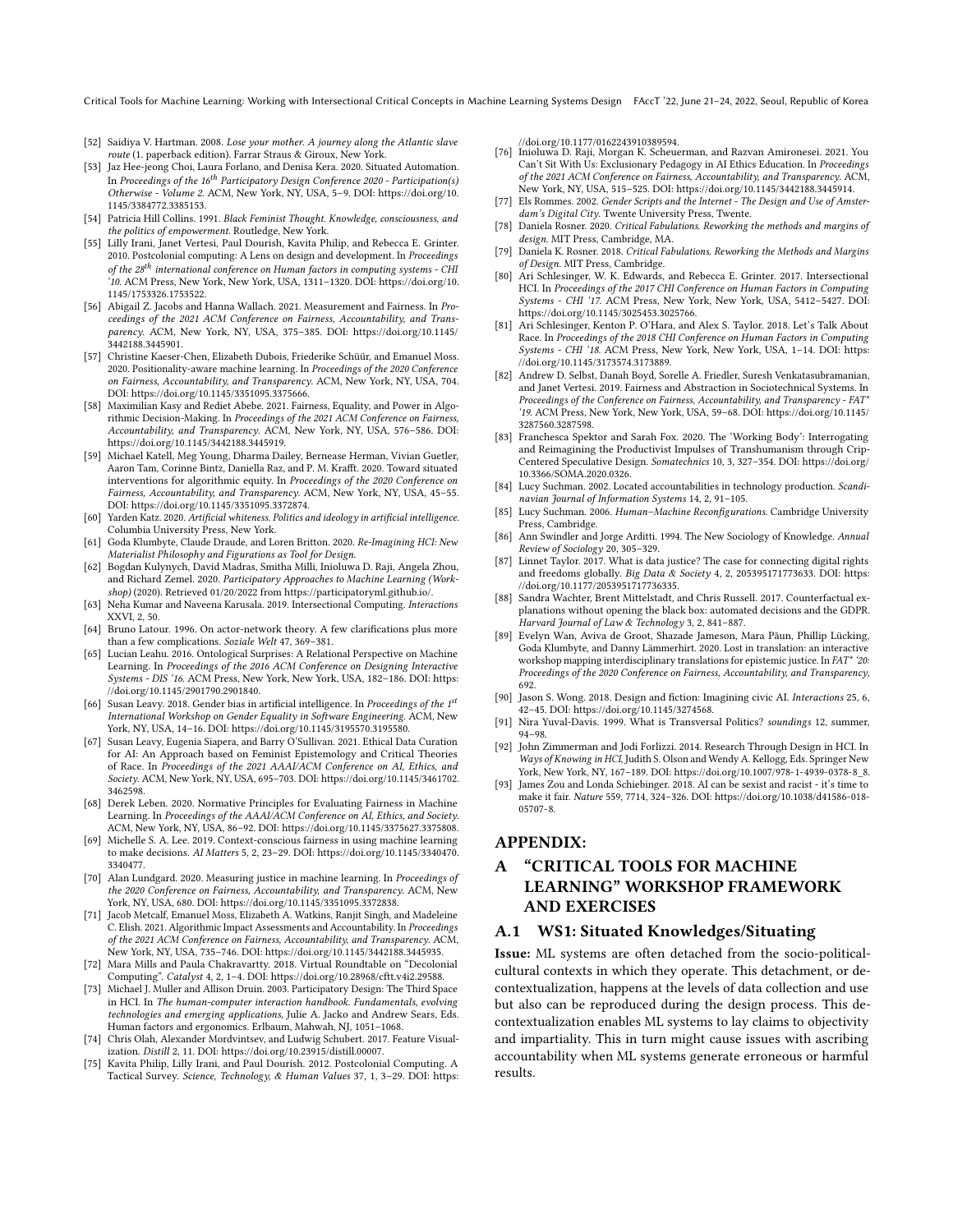[52] Saidiya V. Hartman. 2008. *Lose your mother. A journey along the Atlantic slave route* (1. paperback edition). Farrar Straus & Giroux, New York.

[53] Jaz Hee-jeong Choi, Laura Forlano, and Denisa Kera. 2020. Situated Automation. In *Proceedings of the 16th Participatory Design Conference 2020 - Participation(s) Otherwise - Volume 2*. ACM, New York, NY, USA, 5–9. DOI: https://doi.org/10.1145/3384772.3385153.

[54] Patricia Hill Collins. 1991. *Black Feminist Thought. Knowledge, consciousness, and the politics of empowerment.* Routledge, New York.

[55] Lilly Irani, Janet Vertesi, Paul Dourish, Kavita Philip, and Rebecca E. Grinter. 2010. Postcolonial computing: A Lens on design and development. In *Proceedings of the 28th international conference on Human factors in computing systems - CHI '10*. ACM Press, New York, New York, USA, 1311–1320. DOI: https://doi.org/10.1145/1753326.1753522.

[56] Abigail Z. Jacobs and Hanna Wallach. 2021. Measurement and Fairness. In *Proceedings of the 2021 ACM Conference on Fairness, Accountability, and Transparency*. ACM, New York, NY, USA, 375–385. DOI: https://doi.org/10.1145/3442188.3445901.

[57] Christine Kaeser-Chen, Elizabeth Dubois, Friederike Schüür, and Emanuel Moss. 2020. Positionality-aware machine learning. In *Proceedings of the 2020 Conference on Fairness, Accountability, and Transparency*. ACM, New York, NY, USA, 704. DOI: https://doi.org/10.1145/3351095.3375666.

[58] Maximilian Kasy and Rediet Abebe. 2021. Fairness, Equality, and Power in Algorithmic Decision-Making. In *Proceedings of the 2021 ACM Conference on Fairness, Accountability, and Transparency*. ACM, New York, NY, USA, 576–586. DOI: https://doi.org/10.1145/3442188.3445919.

[59] Michael Katell, Meg Young, Dharma Dailey, Bernease Herman, Vivian Guetler, Aaron Tam, Corinne Bintz, Daniella Raz, and P. M. Krafft. 2020. Toward situated interventions for algorithmic equity. In *Proceedings of the 2020 Conference on Fairness, Accountability, and Transparency*. ACM, New York, NY, USA, 45–55. DOI: https://doi.org/10.1145/3351095.3372874.

[60] Yarden Katz. 2020. *Artificial whiteness. Politics and ideology in artificial intelligence.* Columbia University Press, New York.

[61] Goda Klumbyte, Claude Draude, and Loren Britton. 2020. *Re-Imagining HCI: New Materialist Philosophy and Figurations as Tool for Design.*

[62] Bogdan Kulynych, David Madras, Smitha Milli, Inioluwa D. Raji, Angela Zhou, and Richard Zemel. 2020. *Participatory Approaches to Machine Learning (Workshop)* (2020). Retrieved 01/20/2022 from https://participatoryml.github.io/.

[63] Neha Kumar and Naveena Karusala. 2019. Intersectional Computing. *Interactions* XXVI, 2, 50.

[64] Bruno Latour. 1996. On actor-network theory. A few clarifications plus more than a few complications. *Soziale Welt* 47, 369–381.

[65] Lucian Leahu. 2016. Ontological Surprises: A Relational Perspective on Machine Learning. In *Proceedings of the 2016 ACM Conference on Designing Interactive Systems - DIS '16*. ACM Press, New York, New York, USA, 182–186. DOI: https://doi.org/10.1145/2901790.2901840.

[66] Susan Leavy. 2018. Gender bias in artificial intelligence. In *Proceedings of the 1st International Workshop on Gender Equality in Software Engineering*. ACM, New York, NY, USA, 14–16. DOI: https://doi.org/10.1145/3195570.3195580.

[67] Susan Leavy, Eugenia Siapera, and Barry O'Sullivan. 2021. Ethical Data Curation for AI: An Approach based on Feminist Epistemology and Critical Theories of Race. In *Proceedings of the 2021 AAAI/ACM Conference on AI, Ethics, and Society*. ACM, New York, NY, USA, 695–703. DOI: https://doi.org/10.1145/3461702.3462598.

[68] Derek Leben. 2020. Normative Principles for Evaluating Fairness in Machine Learning. In *Proceedings of the AAAI/ACM Conference on AI, Ethics, and Society*. ACM, New York, NY, USA, 86–92. DOI: https://doi.org/10.1145/3375627.3375808.

[69] Michelle S. A. Lee. 2019. Context-conscious fairness in using machine learning to make decisions. *AI Matters* 5, 2, 23–29. DOI: https://doi.org/10.1145/3340470.3340477.

[70] Alan Lundgard. 2020. Measuring justice in machine learning. In *Proceedings of the 2020 Conference on Fairness, Accountability, and Transparency*. ACM, New York, NY, USA, 680. DOI: https://doi.org/10.1145/3351095.3372838.

[71] Jacob Metcalf, Emanuel Moss, Elizabeth A. Watkins, Ranjit Singh, and Madeleine C. Elish. 2021. Algorithmic Impact Assessments and Accountability. In *Proceedings of the 2021 ACM Conference on Fairness, Accountability, and Transparency*. ACM, New York, NY, USA, 735–746. DOI: https://doi.org/10.1145/3442188.3445935.

[72] Mara Mills and Paula Chakravartty. 2018. Virtual Roundtable on "Decolonial Computing". *Catalyst* 4, 2, 1–4. DOI: https://doi.org/10.28968/cftt.v4i2.29588.

[73] Michael J. Muller and Allison Druin. 2003. Participatory Design: The Third Space in HCI. In *The human-computer interaction handbook. Fundamentals, evolving technologies and emerging applications*, Julie A. Jacko and Andrew Sears, Eds. Human factors and ergonomics. Erlbaum, Mahwah, NJ, 1051–1068.

[74] Chris Olah, Alexander Mordvintsev, and Ludwig Schubert. 2017. Feature Visualization. *Distill* 2, 11. DOI: https://doi.org/10.23915/distill.00007.

[75] Kavita Philip, Lilly Irani, and Paul Dourish. 2012. Postcolonial Computing. A Tactical Survey. *Science, Technology, & Human Values* 37, 1, 3–29. DOI: https://doi.org/10.1177/0162243910389594.

[76] Inioluwa D. Raji, Morgan K. Scheuerman, and Razvan Amironesei. 2021. You Can't Sit With Us: Exclusionary Pedagogy in AI Ethics Education. In *Proceedings of the 2021 ACM Conference on Fairness, Accountability, and Transparency*. ACM, New York, NY, USA, 515–525. DOI: https://doi.org/10.1145/3442188.3445914.

[77] Els Rommes. 2002. *Gender Scripts and the Internet - The Design and Use of Amsterdam's Digital City.* Twente University Press, Twente.

[78] Daniela Rosner. 2020. *Critical Fabulations. Reworking the methods and margins of design.* MIT Press, Cambridge, MA.

[79] Daniela K. Rosner. 2018. *Critical Fabulations. Reworking the Methods and Margins of Design.* MIT Press, Cambridge.

[80] Ari Schlesinger, W. K. Edwards, and Rebecca E. Grinter. 2017. Intersectional HCI. In *Proceedings of the 2017 CHI Conference on Human Factors in Computing Systems - CHI '17*. ACM Press, New York, New York, USA, 5412–5427. DOI: https://doi.org/10.1145/3025453.3025766.

[81] Ari Schlesinger, Kenton P. O'Hara, and Alex S. Taylor. 2018. Let's Talk About Race. In *Proceedings of the 2018 CHI Conference on Human Factors in Computing Systems - CHI '18*. ACM Press, New York, New York, USA, 1–14. DOI: https://doi.org/10.1145/3173574.3173889.

[82] Andrew D. Selbst, Danah Boyd, Sorelle A. Friedler, Suresh Venkatasubramanian, and Janet Vertesi. 2019. Fairness and Abstraction in Sociotechnical Systems. In *Proceedings of the Conference on Fairness, Accountability, and Transparency - FAT\* '19*. ACM Press, New York, New York, USA, 59–68. DOI: https://doi.org/10.1145/3287560.3287598.

[83] Franchesca Spektor and Sarah Fox. 2020. The 'Working Body': Interrogating and Reimagining the Productivist Impulses of Transhumanism through Crip-Centered Speculative Design. *Somatechnics* 10, 3, 327–354. DOI: https://doi.org/10.3366/SOMA.2020.0326.

[84] Lucy Suchman. 2002. Located accountabilities in technology production. *Scandinavian Journal of Information Systems* 14, 2, 91–105.

[85] Lucy Suchman. 2006. *Human–Machine Reconfigurations.* Cambridge University Press, Cambridge.

[86] Ann Swindler and Jorge Arditti. 1994. The New Sociology of Knowledge. *Annual Review of Sociology* 20, 305–329.

[87] Linnet Taylor. 2017. What is data justice? The case for connecting digital rights and freedoms globally. *Big Data & Society* 4, 2, 205395171773633. DOI: https://doi.org/10.1177/2053951717736335.

[88] Sandra Wachter, Brent Mittelstadt, and Chris Russell. 2017. Counterfactual explanations without opening the black box: automated decisions and the GDPR. *Harvard Journal of Law & Technology* 3, 2, 841–887.

[89] Evelyn Wan, Aviva de Groot, Shazade Jameson, Mara Păun, Phillip Lücking, Goda Klumbyte, and Danny Lämmerhirt. 2020. Lost in translation: an interactive workshop mapping interdisciplinary translations for epistemic justice. In *FAT\* '20: Proceedings of the 2020 Conference on Fairness, Accountability, and Transparency*, 692.

[90] Jason S. Wong. 2018. Design and fiction: Imagining civic AI. *Interactions* 25, 6, 42–45. DOI: https://doi.org/10.1145/3274568.

[91] Nira Yuval-Davis. 1999. What is Transversal Politics? *soundings* 12, summer, 94–98.

[92] John Zimmerman and Jodi Forlizzi. 2014. Research Through Design in HCI. In *Ways of Knowing in HCI*, Judith S. Olson and Wendy A. Kellogg, Eds. Springer New York, New York, NY, 167–189. DOI: https://doi.org/10.1007/978-1-4939-0378-8_8.

[93] James Zou and Londa Schiebinger. 2018. AI can be sexist and racist - it's time to make it fair. *Nature* 559, 7714, 324–326. DOI: https://doi.org/10.1038/d41586-018-05707-8.

## APPENDIX:

# A "CRITICAL TOOLS FOR MACHINE LEARNING" WORKSHOP FRAMEWORK AND EXERCISES

## A.1 WS1: Situated Knowledges/Situating

**Issue:** ML systems are often detached from the socio-political-cultural contexts in which they operate. This detachment, or decontextualization, happens at the levels of data collection and use but also can be reproduced during the design process. This decontextualization enables ML systems to lay claims to objectivity and impartiality. This in turn might cause issues with ascribing accountability when ML systems generate erroneous or harmful results.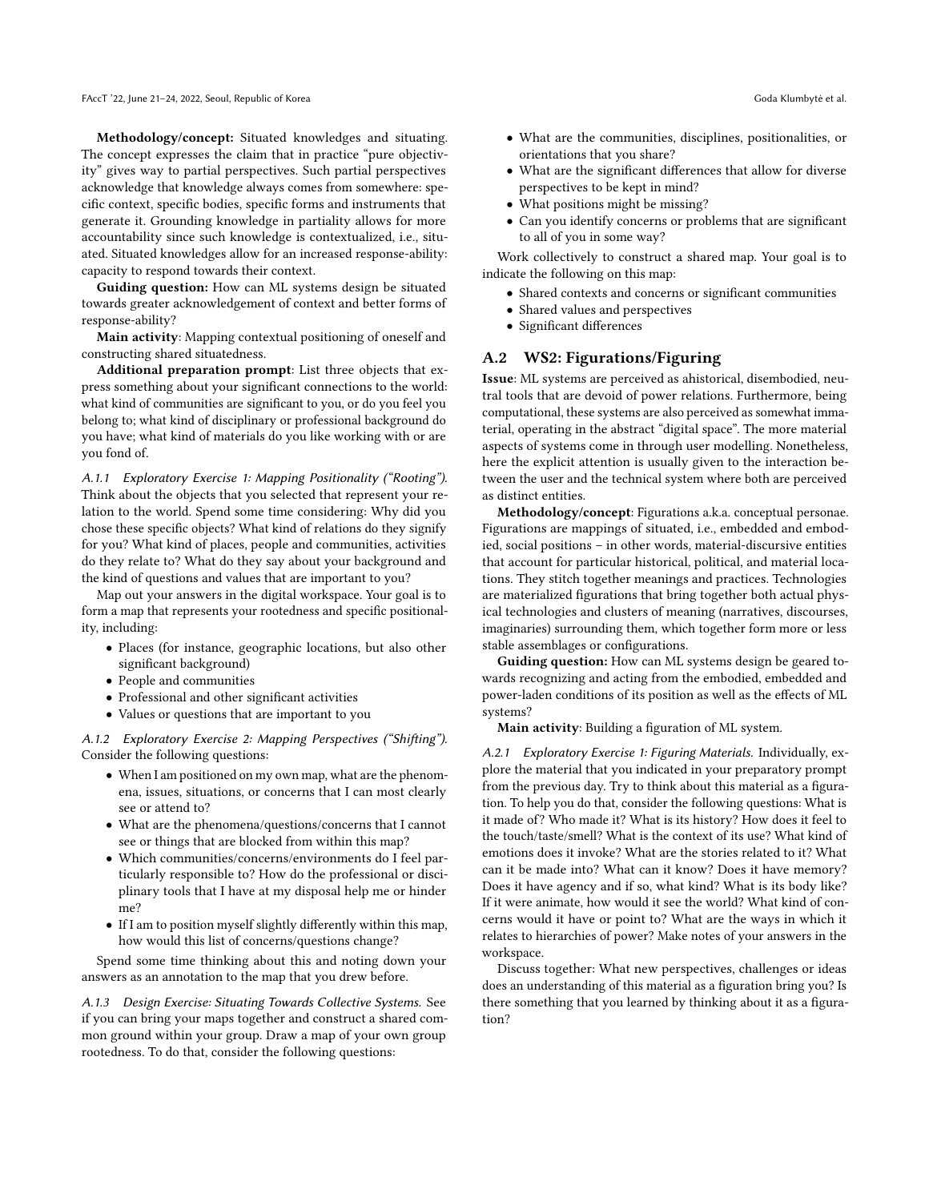**Methodology/concept:** Situated knowledges and situating. The concept expresses the claim that in practice "pure objectivity" gives way to partial perspectives. Such partial perspectives acknowledge that knowledge always comes from somewhere: specific context, specific bodies, specific forms and instruments that generate it. Grounding knowledge in partiality allows for more accountability since such knowledge is contextualized, i.e., situated. Situated knowledges allow for an increased response-ability: capacity to respond towards their context.

**Guiding question:** How can ML systems design be situated towards greater acknowledgement of context and better forms of response-ability?

**Main activity**: Mapping contextual positioning of oneself and constructing shared situatedness.

**Additional preparation prompt**: List three objects that express something about your significant connections to the world: what kind of communities are significant to you, or do you feel you belong to; what kind of disciplinary or professional background do you have; what kind of materials do you like working with or are you fond of.

*A.1.1 Exploratory Exercise 1: Mapping Positionality ("Rooting").* Think about the objects that you selected that represent your relation to the world. Spend some time considering: Why did you chose these specific objects? What kind of relations do they signify for you? What kind of places, people and communities, activities do they relate to? What do they say about your background and the kind of questions and values that are important to you?

Map out your answers in the digital workspace. Your goal is to form a map that represents your rootedness and specific positionality, including:

- Places (for instance, geographic locations, but also other significant background)
- People and communities
- Professional and other significant activities
- Values or questions that are important to you

*A.1.2 Exploratory Exercise 2: Mapping Perspectives ("Shifting").* Consider the following questions:

- When I am positioned on my own map, what are the phenomena, issues, situations, or concerns that I can most clearly see or attend to?
- What are the phenomena/questions/concerns that I cannot see or things that are blocked from within this map?
- Which communities/concerns/environments do I feel particularly responsible to? How do the professional or disciplinary tools that I have at my disposal help me or hinder me?
- If I am to position myself slightly differently within this map, how would this list of concerns/questions change?

Spend some time thinking about this and noting down your answers as an annotation to the map that you drew before.

*A.1.3 Design Exercise: Situating Towards Collective Systems.* See if you can bring your maps together and construct a shared common ground within your group. Draw a map of your own group rootedness. To do that, consider the following questions:

- What are the communities, disciplines, positionalities, or orientations that you share?
- What are the significant differences that allow for diverse perspectives to be kept in mind?
- What positions might be missing?
- Can you identify concerns or problems that are significant to all of you in some way?

Work collectively to construct a shared map. Your goal is to indicate the following on this map:

- Shared contexts and concerns or significant communities
- Shared values and perspectives
- Significant differences

## A.2 WS2: Figurations/Figuring

**Issue**: ML systems are perceived as ahistorical, disembodied, neutral tools that are devoid of power relations. Furthermore, being computational, these systems are also perceived as somewhat immaterial, operating in the abstract "digital space". The more material aspects of systems come in through user modelling. Nonetheless, here the explicit attention is usually given to the interaction between the user and the technical system where both are perceived as distinct entities.

**Methodology/concept**: Figurations a.k.a. conceptual personae. Figurations are mappings of situated, i.e., embedded and embodied, social positions – in other words, material-discursive entities that account for particular historical, political, and material locations. They stitch together meanings and practices. Technologies are materialized figurations that bring together both actual physical technologies and clusters of meaning (narratives, discourses, imaginaries) surrounding them, which together form more or less stable assemblages or configurations.

**Guiding question:** How can ML systems design be geared towards recognizing and acting from the embodied, embedded and power-laden conditions of its position as well as the effects of ML systems?

**Main activity**: Building a figuration of ML system.

*A.2.1 Exploratory Exercise 1: Figuring Materials.* Individually, explore the material that you indicated in your preparatory prompt from the previous day. Try to think about this material as a figuration. To help you do that, consider the following questions: What is it made of? Who made it? What is its history? How does it feel to the touch/taste/smell? What is the context of its use? What kind of emotions does it invoke? What are the stories related to it? What can it be made into? What can it know? Does it have memory? Does it have agency and if so, what kind? What is its body like? If it were animate, how would it see the world? What kind of concerns would it have or point to? What are the ways in which it relates to hierarchies of power? Make notes of your answers in the workspace.

Discuss together: What new perspectives, challenges or ideas does an understanding of this material as a figuration bring you? Is there something that you learned by thinking about it as a figuration?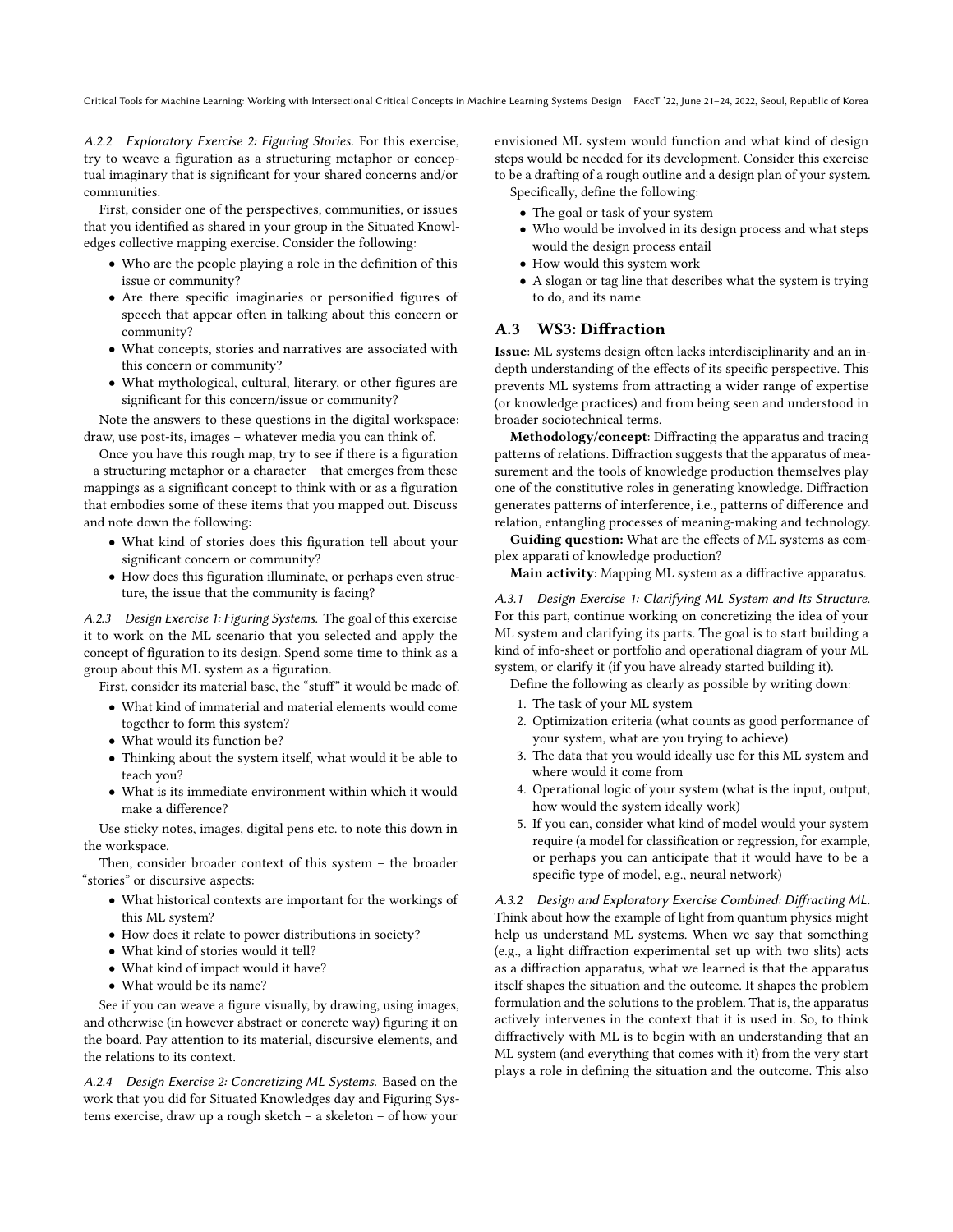#### A.2.2 Exploratory Exercise 2: Figuring Stories.

For this exercise, try to weave a figuration as a structuring metaphor or conceptual imaginary that is significant for your shared concerns and/or communities.

First, consider one of the perspectives, communities, or issues that you identified as shared in your group in the Situated Knowledges collective mapping exercise. Consider the following:

- Who are the people playing a role in the definition of this issue or community?
- Are there specific imaginaries or personified figures of speech that appear often in talking about this concern or community?
- What concepts, stories and narratives are associated with this concern or community?
- What mythological, cultural, literary, or other figures are significant for this concern/issue or community?

Note the answers to these questions in the digital workspace: draw, use post-its, images – whatever media you can think of.

Once you have this rough map, try to see if there is a figuration – a structuring metaphor or a character – that emerges from these mappings as a significant concept to think with or as a figuration that embodies some of these items that you mapped out. Discuss and note down the following:

- What kind of stories does this figuration tell about your significant concern or community?
- How does this figuration illuminate, or perhaps even structure, the issue that the community is facing?

#### A.2.3 Design Exercise 1: Figuring Systems.

The goal of this exercise it to work on the ML scenario that you selected and apply the concept of figuration to its design. Spend some time to think as a group about this ML system as a figuration.

First, consider its material base, the "stuff" it would be made of.

- What kind of immaterial and material elements would come together to form this system?
- What would its function be?
- Thinking about the system itself, what would it be able to teach you?
- What is its immediate environment within which it would make a difference?

Use sticky notes, images, digital pens etc. to note this down in the workspace.

Then, consider broader context of this system – the broader "stories" or discursive aspects:

- What historical contexts are important for the workings of this ML system?
- How does it relate to power distributions in society?
- What kind of stories would it tell?
- What kind of impact would it have?
- What would be its name?

See if you can weave a figure visually, by drawing, using images, and otherwise (in however abstract or concrete way) figuring it on the board. Pay attention to its material, discursive elements, and the relations to its context.

#### A.2.4 Design Exercise 2: Concretizing ML Systems.

Based on the work that you did for Situated Knowledges day and Figuring Systems exercise, draw up a rough sketch – a skeleton – of how your envisioned ML system would function and what kind of design steps would be needed for its development. Consider this exercise to be a drafting of a rough outline and a design plan of your system.

Specifically, define the following:

- The goal or task of your system
- Who would be involved in its design process and what steps would the design process entail
- How would this system work
- A slogan or tag line that describes what the system is trying to do, and its name

### A.3 WS3: Diffraction

**Issue**: ML systems design often lacks interdisciplinarity and an in-depth understanding of the effects of its specific perspective. This prevents ML systems from attracting a wider range of expertise (or knowledge practices) and from being seen and understood in broader sociotechnical terms.

**Methodology/concept**: Diffracting the apparatus and tracing patterns of relations. Diffraction suggests that the apparatus of measurement and the tools of knowledge production themselves play one of the constitutive roles in generating knowledge. Diffraction generates patterns of interference, i.e., patterns of difference and relation, entangling processes of meaning-making and technology.

**Guiding question:** What are the effects of ML systems as complex apparati of knowledge production?

**Main activity**: Mapping ML system as a diffractive apparatus.

#### A.3.1 Design Exercise 1: Clarifying ML System and Its Structure.

For this part, continue working on concretizing the idea of your ML system and clarifying its parts. The goal is to start building a kind of info-sheet or portfolio and operational diagram of your ML system, or clarify it (if you have already started building it).

Define the following as clearly as possible by writing down:

1. The task of your ML system
2. Optimization criteria (what counts as good performance of your system, what are you trying to achieve)
3. The data that you would ideally use for this ML system and where would it come from
4. Operational logic of your system (what is the input, output, how would the system ideally work)
5. If you can, consider what kind of model would your system require (a model for classification or regression, for example, or perhaps you can anticipate that it would have to be a specific type of model, e.g., neural network)

#### A.3.2 Design and Exploratory Exercise Combined: Diffracting ML.

Think about how the example of light from quantum physics might help us understand ML systems. When we say that something (e.g., a light diffraction experimental set up with two slits) acts as a diffraction apparatus, what we learned is that the apparatus itself shapes the situation and the outcome. It shapes the problem formulation and the solutions to the problem. That is, the apparatus actively intervenes in the context that it is used in. So, to think diffractively with ML is to begin with an understanding that an ML system (and everything that comes with it) from the very start plays a role in defining the situation and the outcome. This also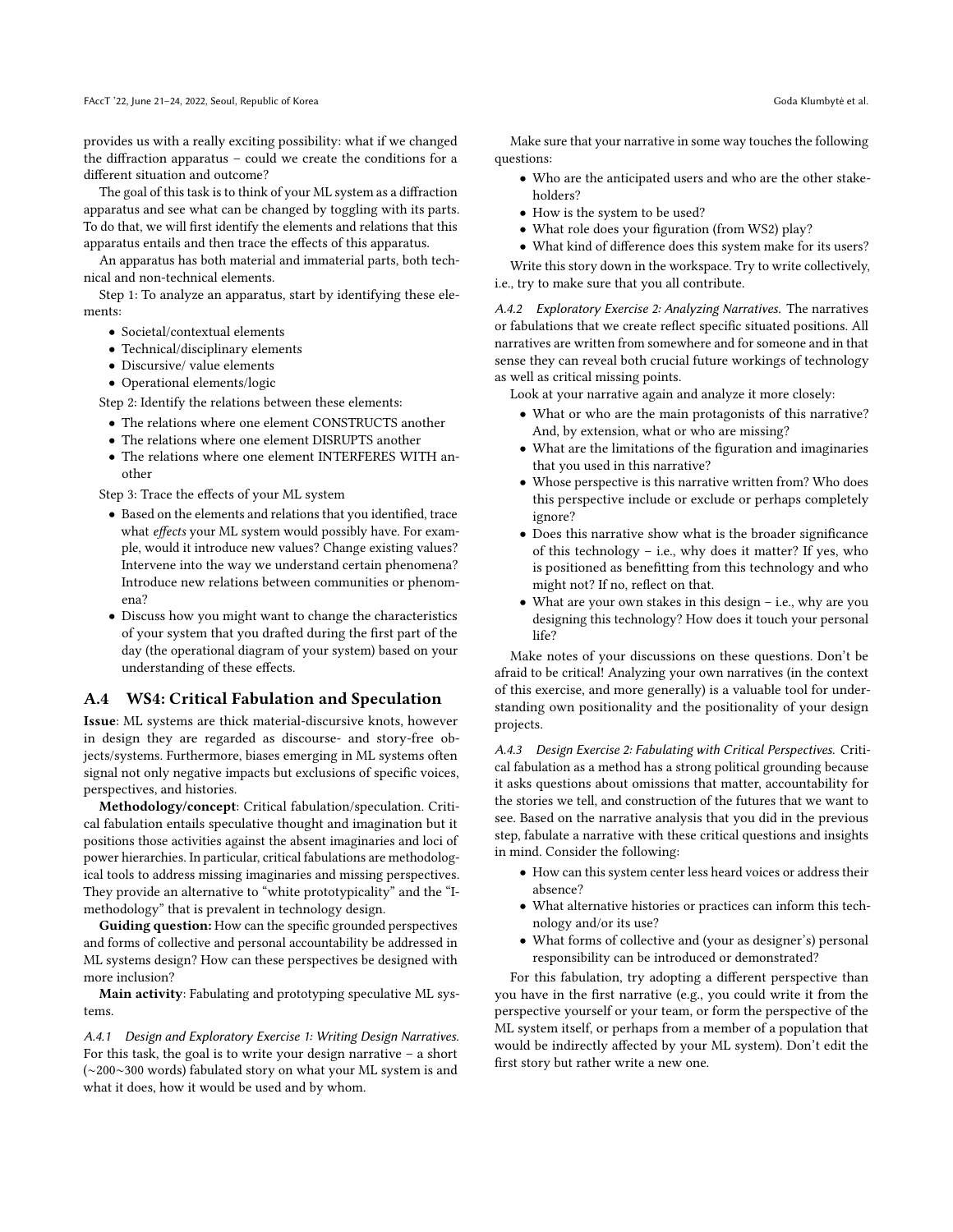provides us with a really exciting possibility: what if we changed the diffraction apparatus – could we create the conditions for a different situation and outcome?

The goal of this task is to think of your ML system as a diffraction apparatus and see what can be changed by toggling with its parts. To do that, we will first identify the elements and relations that this apparatus entails and then trace the effects of this apparatus.

An apparatus has both material and immaterial parts, both technical and non-technical elements.

Step 1: To analyze an apparatus, start by identifying these elements:

- Societal/contextual elements
- Technical/disciplinary elements
- Discursive/ value elements
- Operational elements/logic

Step 2: Identify the relations between these elements:

- The relations where one element CONSTRUCTS another
- The relations where one element DISRUPTS another
- The relations where one element INTERFERES WITH another

Step 3: Trace the effects of your ML system

- Based on the elements and relations that you identified, trace what *effects* your ML system would possibly have. For example, would it introduce new values? Change existing values? Intervene into the way we understand certain phenomena? Introduce new relations between communities or phenomena?
- Discuss how you might want to change the characteristics of your system that you drafted during the first part of the day (the operational diagram of your system) based on your understanding of these effects.

## A.4 WS4: Critical Fabulation and Speculation

**Issue**: ML systems are thick material-discursive knots, however in design they are regarded as discourse- and story-free objects/systems. Furthermore, biases emerging in ML systems often signal not only negative impacts but exclusions of specific voices, perspectives, and histories.

**Methodology/concept**: Critical fabulation/speculation. Critical fabulation entails speculative thought and imagination but it positions those activities against the absent imaginaries and loci of power hierarchies. In particular, critical fabulations are methodological tools to address missing imaginaries and missing perspectives. They provide an alternative to "white prototypicality" and the "I-methodology" that is prevalent in technology design.

**Guiding question:** How can the specific grounded perspectives and forms of collective and personal accountability be addressed in ML systems design? How can these perspectives be designed with more inclusion?

**Main activity**: Fabulating and prototyping speculative ML systems.

*A.4.1 Design and Exploratory Exercise 1: Writing Design Narratives.* For this task, the goal is to write your design narrative – a short (~200~300 words) fabulated story on what your ML system is and what it does, how it would be used and by whom.

Make sure that your narrative in some way touches the following questions:

- Who are the anticipated users and who are the other stakeholders?
- How is the system to be used?
- What role does your figuration (from WS2) play?
- What kind of difference does this system make for its users?

Write this story down in the workspace. Try to write collectively, i.e., try to make sure that you all contribute.

*A.4.2 Exploratory Exercise 2: Analyzing Narratives.* The narratives or fabulations that we create reflect specific situated positions. All narratives are written from somewhere and for someone and in that sense they can reveal both crucial future workings of technology as well as critical missing points.

Look at your narrative again and analyze it more closely:

- What or who are the main protagonists of this narrative? And, by extension, what or who are missing?
- What are the limitations of the figuration and imaginaries that you used in this narrative?
- Whose perspective is this narrative written from? Who does this perspective include or exclude or perhaps completely ignore?
- Does this narrative show what is the broader significance of this technology – i.e., why does it matter? If yes, who is positioned as benefitting from this technology and who might not? If no, reflect on that.
- What are your own stakes in this design – i.e., why are you designing this technology? How does it touch your personal life?

Make notes of your discussions on these questions. Don't be afraid to be critical! Analyzing your own narratives (in the context of this exercise, and more generally) is a valuable tool for understanding own positionality and the positionality of your design projects.

*A.4.3 Design Exercise 2: Fabulating with Critical Perspectives.* Critical fabulation as a method has a strong political grounding because it asks questions about omissions that matter, accountability for the stories we tell, and construction of the futures that we want to see. Based on the narrative analysis that you did in the previous step, fabulate a narrative with these critical questions and insights in mind. Consider the following:

- How can this system center less heard voices or address their absence?
- What alternative histories or practices can inform this technology and/or its use?
- What forms of collective and (your as designer's) personal responsibility can be introduced or demonstrated?

For this fabulation, try adopting a different perspective than you have in the first narrative (e.g., you could write it from the perspective yourself or your team, or form the perspective of the ML system itself, or perhaps from a member of a population that would be indirectly affected by your ML system). Don't edit the first story but rather write a new one.